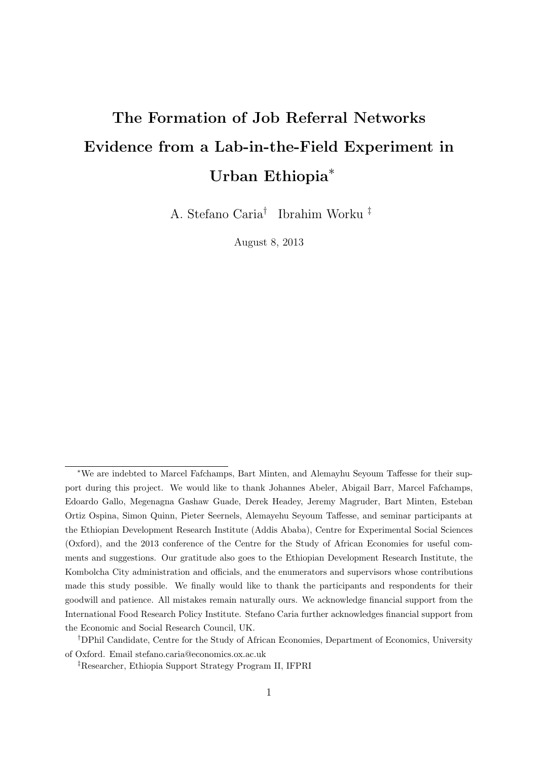# The Formation of Job Referral Networks Evidence from a Lab-in-the-Field Experiment in Urban Ethiopia[*]

A. Stefano Caria[†] Ibrahim Worku [‡]

August 8, 2013

---

[*]We are indebted to Marcel Fafchamps, Bart Minten, and Alemayhu Seyoum Taffesse for their support during this project. We would like to thank Johannes Abeler, Abigail Barr, Marcel Fafchamps, Edoardo Gallo, Megenagna Gashaw Guade, Derek Headey, Jeremy Magruder, Bart Minten, Esteban Ortiz Ospina, Simon Quinn, Pieter Seernels, Alemayehu Seyoum Taffesse, and seminar participants at the Ethiopian Development Research Institute (Addis Ababa), Centre for Experimental Social Sciences (Oxford), and the 2013 conference of the Centre for the Study of African Economies for useful comments and suggestions. Our gratitude also goes to the Ethiopian Development Research Institute, the Kombolcha City administration and officials, and the enumerators and supervisors whose contributions made this study possible. We finally would like to thank the participants and respondents for their goodwill and patience. All mistakes remain naturally ours. We acknowledge financial support from the International Food Research Policy Institute. Stefano Caria further acknowledges financial support from the Economic and Social Research Council, UK.

[†]DPhil Candidate, Centre for the Study of African Economies, Department of Economics, University of Oxford. Email stefano.caria@economics.ox.ac.uk

[‡]Researcher, Ethiopia Support Strategy Program II, IFPRI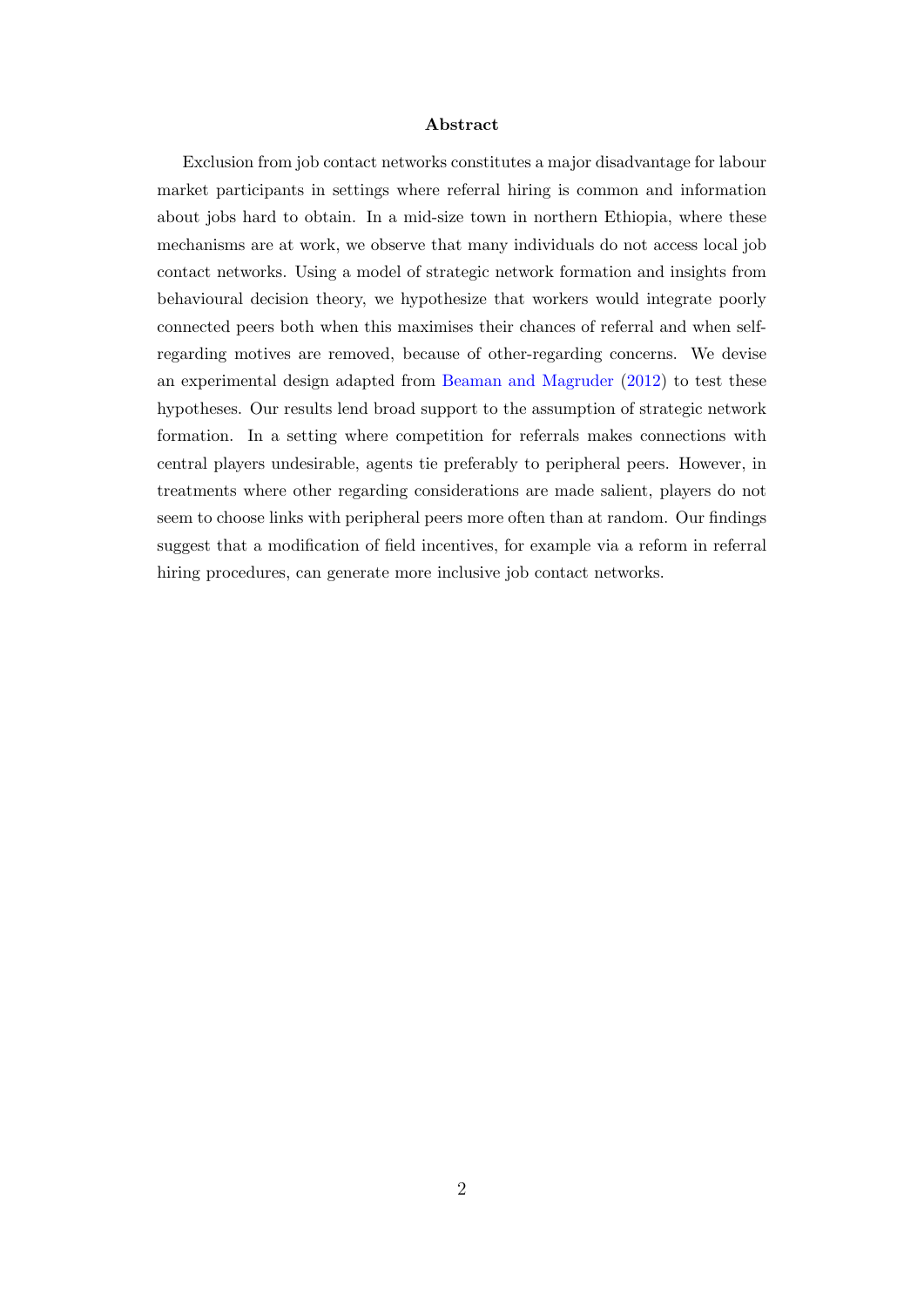## Abstract

Exclusion from job contact networks constitutes a major disadvantage for labour market participants in settings where referral hiring is common and information about jobs hard to obtain. In a mid-size town in northern Ethiopia, where these mechanisms are at work, we observe that many individuals do not access local job contact networks. Using a model of strategic network formation and insights from behavioural decision theory, we hypothesize that workers would integrate poorly connected peers both when this maximises their chances of referral and when self-regarding motives are removed, because of other-regarding concerns. We devise an experimental design adapted from Beaman and Magruder (2012) to test these hypotheses. Our results lend broad support to the assumption of strategic network formation. In a setting where competition for referrals makes connections with central players undesirable, agents tie preferably to peripheral peers. However, in treatments where other regarding considerations are made salient, players do not seem to choose links with peripheral peers more often than at random. Our findings suggest that a modification of field incentives, for example via a reform in referral hiring procedures, can generate more inclusive job contact networks.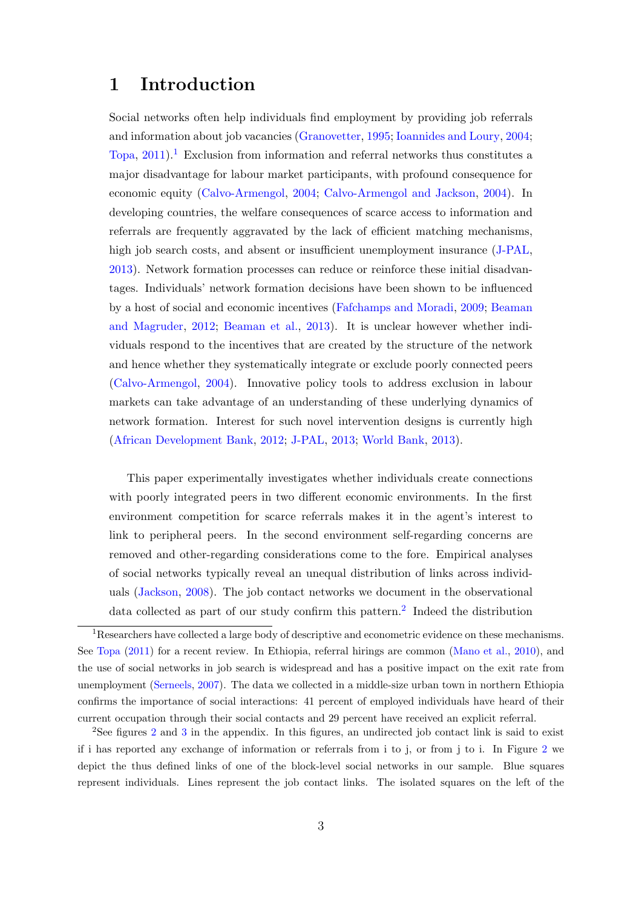# 1 Introduction

Social networks often help individuals find employment by providing job referrals and information about job vacancies (Granovetter, 1995; Ioannides and Loury, 2004; Topa, 2011).[1] Exclusion from information and referral networks thus constitutes a major disadvantage for labour market participants, with profound consequence for economic equity (Calvo-Armengol, 2004; Calvo-Armengol and Jackson, 2004). In developing countries, the welfare consequences of scarce access to information and referrals are frequently aggravated by the lack of efficient matching mechanisms, high job search costs, and absent or insufficient unemployment insurance (J-PAL, 2013). Network formation processes can reduce or reinforce these initial disadvantages. Individuals' network formation decisions have been shown to be influenced by a host of social and economic incentives (Fafchamps and Moradi, 2009; Beaman and Magruder, 2012; Beaman et al., 2013). It is unclear however whether individuals respond to the incentives that are created by the structure of the network and hence whether they systematically integrate or exclude poorly connected peers (Calvo-Armengol, 2004). Innovative policy tools to address exclusion in labour markets can take advantage of an understanding of these underlying dynamics of network formation. Interest for such novel intervention designs is currently high (African Development Bank, 2012; J-PAL, 2013; World Bank, 2013).

This paper experimentally investigates whether individuals create connections with poorly integrated peers in two different economic environments. In the first environment competition for scarce referrals makes it in the agent's interest to link to peripheral peers. In the second environment self-regarding concerns are removed and other-regarding considerations come to the fore. Empirical analyses of social networks typically reveal an unequal distribution of links across individuals (Jackson, 2008). The job contact networks we document in the observational data collected as part of our study confirm this pattern.[2] Indeed the distribution

[1] Researchers have collected a large body of descriptive and econometric evidence on these mechanisms. See Topa (2011) for a recent review. In Ethiopia, referral hirings are common (Mano et al., 2010), and the use of social networks in job search is widespread and has a positive impact on the exit rate from unemployment (Serneels, 2007). The data we collected in a middle-size urban town in northern Ethiopia confirms the importance of social interactions: 41 percent of employed individuals have heard of their current occupation through their social contacts and 29 percent have received an explicit referral.

[2] See figures 2 and 3 in the appendix. In this figures, an undirected job contact link is said to exist if i has reported any exchange of information or referrals from i to j, or from j to i. In Figure 2 we depict the thus defined links of one of the block-level social networks in our sample. Blue squares represent individuals. Lines represent the job contact links. The isolated squares on the left of the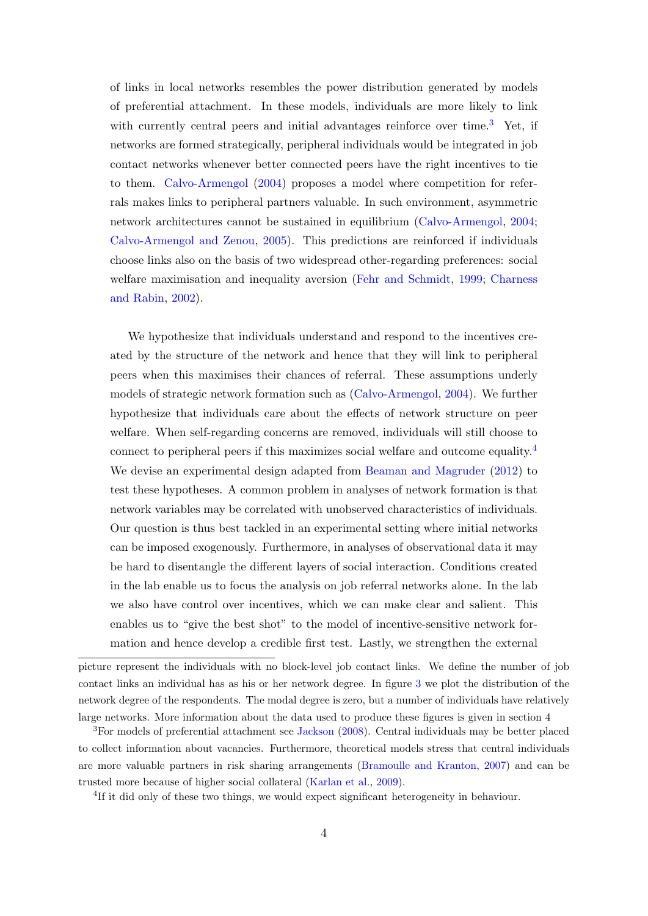of links in local networks resembles the power distribution generated by models of preferential attachment. In these models, individuals are more likely to link with currently central peers and initial advantages reinforce over time.[3] Yet, if networks are formed strategically, peripheral individuals would be integrated in job contact networks whenever better connected peers have the right incentives to tie to them. Calvo-Armengol (2004) proposes a model where competition for referrals makes links to peripheral partners valuable. In such environment, asymmetric network architectures cannot be sustained in equilibrium (Calvo-Armengol, 2004; Calvo-Armengol and Zenou, 2005). This predictions are reinforced if individuals choose links also on the basis of two widespread other-regarding preferences: social welfare maximisation and inequality aversion (Fehr and Schmidt, 1999; Charness and Rabin, 2002).

We hypothesize that individuals understand and respond to the incentives created by the structure of the network and hence that they will link to peripheral peers when this maximises their chances of referral. These assumptions underly models of strategic network formation such as (Calvo-Armengol, 2004). We further hypothesize that individuals care about the effects of network structure on peer welfare. When self-regarding concerns are removed, individuals will still choose to connect to peripheral peers if this maximizes social welfare and outcome equality.[4] We devise an experimental design adapted from Beaman and Magruder (2012) to test these hypotheses. A common problem in analyses of network formation is that network variables may be correlated with unobserved characteristics of individuals. Our question is thus best tackled in an experimental setting where initial networks can be imposed exogenously. Furthermore, in analyses of observational data it may be hard to disentangle the different layers of social interaction. Conditions created in the lab enable us to focus the analysis on job referral networks alone. In the lab we also have control over incentives, which we can make clear and salient. This enables us to "give the best shot" to the model of incentive-sensitive network formation and hence develop a credible first test. Lastly, we strengthen the external

picture represent the individuals with no block-level job contact links. We define the number of job contact links an individual has as his or her network degree. In figure 3 we plot the distribution of the network degree of the respondents. The modal degree is zero, but a number of individuals have relatively large networks. More information about the data used to produce these figures is given in section 4

[3] For models of preferential attachment see Jackson (2008). Central individuals may be better placed to collect information about vacancies. Furthermore, theoretical models stress that central individuals are more valuable partners in risk sharing arrangements (Bramoulle and Kranton, 2007) and can be trusted more because of higher social collateral (Karlan et al., 2009).

[4] If it did only of these two things, we would expect significant heterogeneity in behaviour.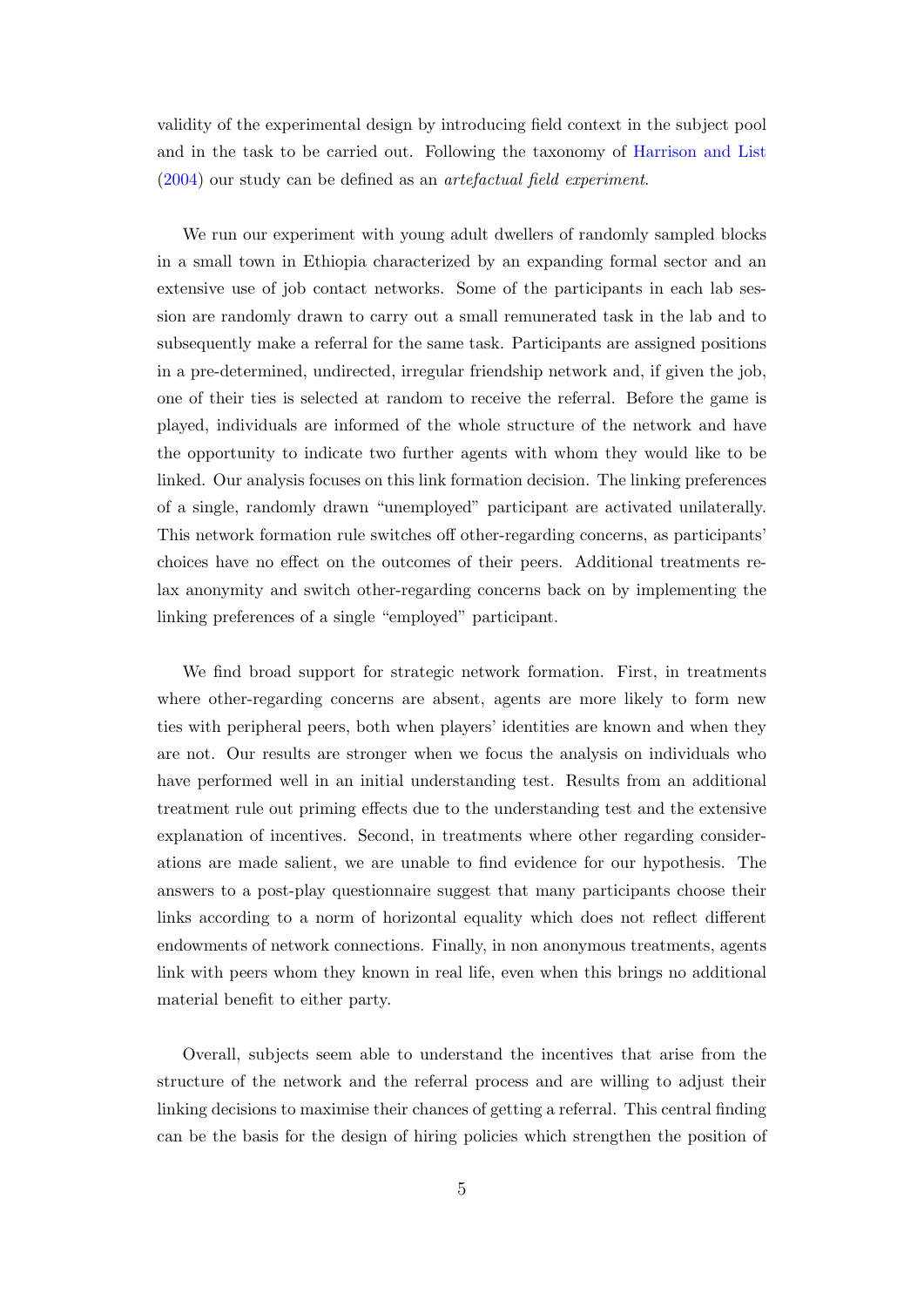validity of the experimental design by introducing field context in the subject pool and in the task to be carried out. Following the taxonomy of Harrison and List (2004) our study can be defined as an *artefactual field experiment*.

We run our experiment with young adult dwellers of randomly sampled blocks in a small town in Ethiopia characterized by an expanding formal sector and an extensive use of job contact networks. Some of the participants in each lab session are randomly drawn to carry out a small remunerated task in the lab and to subsequently make a referral for the same task. Participants are assigned positions in a pre-determined, undirected, irregular friendship network and, if given the job, one of their ties is selected at random to receive the referral. Before the game is played, individuals are informed of the whole structure of the network and have the opportunity to indicate two further agents with whom they would like to be linked. Our analysis focuses on this link formation decision. The linking preferences of a single, randomly drawn "unemployed" participant are activated unilaterally. This network formation rule switches off other-regarding concerns, as participants' choices have no effect on the outcomes of their peers. Additional treatments relax anonymity and switch other-regarding concerns back on by implementing the linking preferences of a single "employed" participant.

We find broad support for strategic network formation. First, in treatments where other-regarding concerns are absent, agents are more likely to form new ties with peripheral peers, both when players' identities are known and when they are not. Our results are stronger when we focus the analysis on individuals who have performed well in an initial understanding test. Results from an additional treatment rule out priming effects due to the understanding test and the extensive explanation of incentives. Second, in treatments where other regarding considerations are made salient, we are unable to find evidence for our hypothesis. The answers to a post-play questionnaire suggest that many participants choose their links according to a norm of horizontal equality which does not reflect different endowments of network connections. Finally, in non anonymous treatments, agents link with peers whom they known in real life, even when this brings no additional material benefit to either party.

Overall, subjects seem able to understand the incentives that arise from the structure of the network and the referral process and are willing to adjust their linking decisions to maximise their chances of getting a referral. This central finding can be the basis for the design of hiring policies which strengthen the position of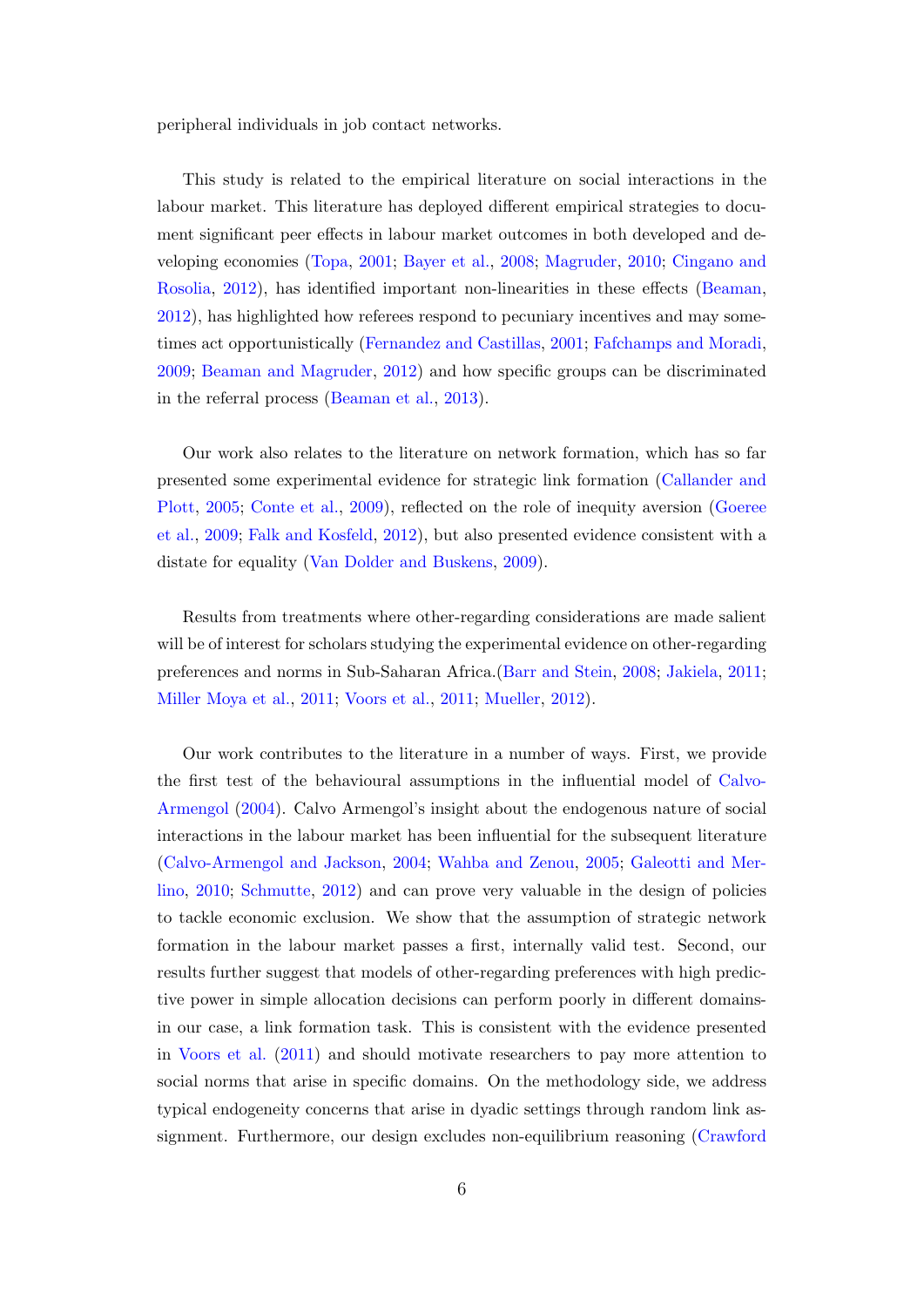peripheral individuals in job contact networks.

This study is related to the empirical literature on social interactions in the labour market. This literature has deployed different empirical strategies to document significant peer effects in labour market outcomes in both developed and developing economies (Topa, 2001; Bayer et al., 2008; Magruder, 2010; Cingano and Rosolia, 2012), has identified important non-linearities in these effects (Beaman, 2012), has highlighted how referees respond to pecuniary incentives and may sometimes act opportunistically (Fernandez and Castillas, 2001; Fafchamps and Moradi, 2009; Beaman and Magruder, 2012) and how specific groups can be discriminated in the referral process (Beaman et al., 2013).

Our work also relates to the literature on network formation, which has so far presented some experimental evidence for strategic link formation (Callander and Plott, 2005; Conte et al., 2009), reflected on the role of inequity aversion (Goeree et al., 2009; Falk and Kosfeld, 2012), but also presented evidence consistent with a distate for equality (Van Dolder and Buskens, 2009).

Results from treatments where other-regarding considerations are made salient will be of interest for scholars studying the experimental evidence on other-regarding preferences and norms in Sub-Saharan Africa.(Barr and Stein, 2008; Jakiela, 2011; Miller Moya et al., 2011; Voors et al., 2011; Mueller, 2012).

Our work contributes to the literature in a number of ways. First, we provide the first test of the behavioural assumptions in the influential model of Calvo-Armengol (2004). Calvo Armengol's insight about the endogenous nature of social interactions in the labour market has been influential for the subsequent literature (Calvo-Armengol and Jackson, 2004; Wahba and Zenou, 2005; Galeotti and Merlino, 2010; Schmutte, 2012) and can prove very valuable in the design of policies to tackle economic exclusion. We show that the assumption of strategic network formation in the labour market passes a first, internally valid test. Second, our results further suggest that models of other-regarding preferences with high predictive power in simple allocation decisions can perform poorly in different domains- in our case, a link formation task. This is consistent with the evidence presented in Voors et al. (2011) and should motivate researchers to pay more attention to social norms that arise in specific domains. On the methodology side, we address typical endogeneity concerns that arise in dyadic settings through random link assignment. Furthermore, our design excludes non-equilibrium reasoning (Crawford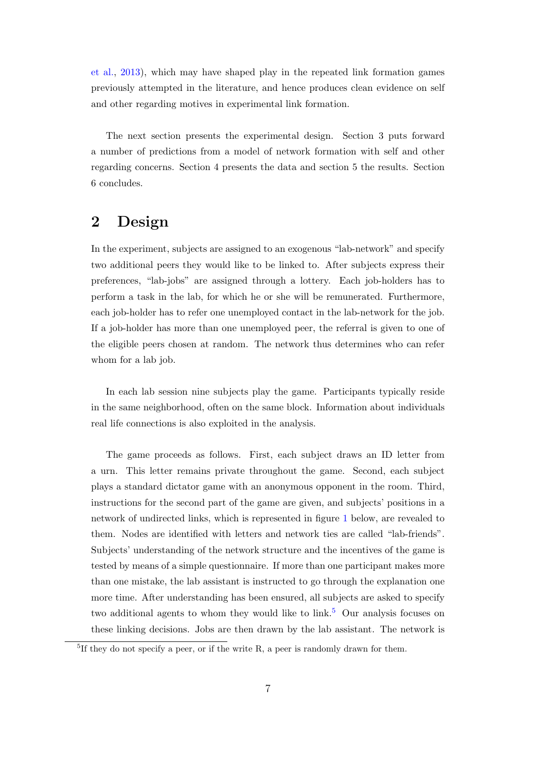et al., 2013), which may have shaped play in the repeated link formation games previously attempted in the literature, and hence produces clean evidence on self and other regarding motives in experimental link formation.

The next section presents the experimental design. Section 3 puts forward a number of predictions from a model of network formation with self and other regarding concerns. Section 4 presents the data and section 5 the results. Section 6 concludes.

# 2 Design

In the experiment, subjects are assigned to an exogenous "lab-network" and specify two additional peers they would like to be linked to. After subjects express their preferences, "lab-jobs" are assigned through a lottery. Each job-holders has to perform a task in the lab, for which he or she will be remunerated. Furthermore, each job-holder has to refer one unemployed contact in the lab-network for the job. If a job-holder has more than one unemployed peer, the referral is given to one of the eligible peers chosen at random. The network thus determines who can refer whom for a lab job.

In each lab session nine subjects play the game. Participants typically reside in the same neighborhood, often on the same block. Information about individuals real life connections is also exploited in the analysis.

The game proceeds as follows. First, each subject draws an ID letter from a urn. This letter remains private throughout the game. Second, each subject plays a standard dictator game with an anonymous opponent in the room. Third, instructions for the second part of the game are given, and subjects' positions in a network of undirected links, which is represented in figure 1 below, are revealed to them. Nodes are identified with letters and network ties are called "lab-friends". Subjects' understanding of the network structure and the incentives of the game is tested by means of a simple questionnaire. If more than one participant makes more than one mistake, the lab assistant is instructed to go through the explanation one more time. After understanding has been ensured, all subjects are asked to specify two additional agents to whom they would like to link.[5] Our analysis focuses on these linking decisions. Jobs are then drawn by the lab assistant. The network is

[5]If they do not specify a peer, or if the write R, a peer is randomly drawn for them.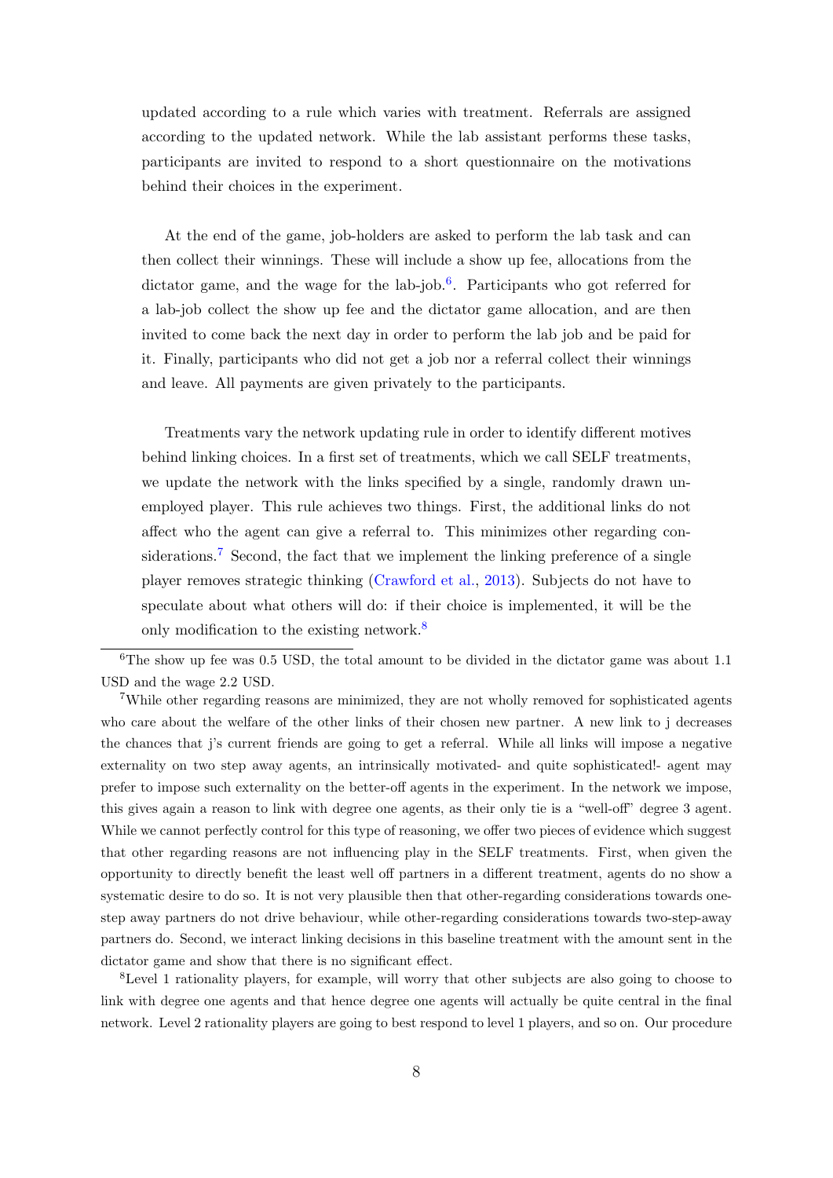updated according to a rule which varies with treatment. Referrals are assigned according to the updated network. While the lab assistant performs these tasks, participants are invited to respond to a short questionnaire on the motivations behind their choices in the experiment.

At the end of the game, job-holders are asked to perform the lab task and can then collect their winnings. These will include a show up fee, allocations from the dictator game, and the wage for the lab-job.[6]. Participants who got referred for a lab-job collect the show up fee and the dictator game allocation, and are then invited to come back the next day in order to perform the lab job and be paid for it. Finally, participants who did not get a job nor a referral collect their winnings and leave. All payments are given privately to the participants.

Treatments vary the network updating rule in order to identify different motives behind linking choices. In a first set of treatments, which we call SELF treatments, we update the network with the links specified by a single, randomly drawn unemployed player. This rule achieves two things. First, the additional links do not affect who the agent can give a referral to. This minimizes other regarding considerations.[7] Second, the fact that we implement the linking preference of a single player removes strategic thinking (Crawford et al., 2013). Subjects do not have to speculate about what others will do: if their choice is implemented, it will be the only modification to the existing network.[8]

[6] The show up fee was 0.5 USD, the total amount to be divided in the dictator game was about 1.1 USD and the wage 2.2 USD.

[7] While other regarding reasons are minimized, they are not wholly removed for sophisticated agents who care about the welfare of the other links of their chosen new partner. A new link to j decreases the chances that j's current friends are going to get a referral. While all links will impose a negative externality on two step away agents, an intrinsically motivated- and quite sophisticated!- agent may prefer to impose such externality on the better-off agents in the experiment. In the network we impose, this gives again a reason to link with degree one agents, as their only tie is a "well-off" degree 3 agent. While we cannot perfectly control for this type of reasoning, we offer two pieces of evidence which suggest that other regarding reasons are not influencing play in the SELF treatments. First, when given the opportunity to directly benefit the least well off partners in a different treatment, agents do no show a systematic desire to do so. It is not very plausible then that other-regarding considerations towards one-step away partners do not drive behaviour, while other-regarding considerations towards two-step-away partners do. Second, we interact linking decisions in this baseline treatment with the amount sent in the dictator game and show that there is no significant effect.

[8] Level 1 rationality players, for example, will worry that other subjects are also going to choose to link with degree one agents and that hence degree one agents will actually be quite central in the final network. Level 2 rationality players are going to best respond to level 1 players, and so on. Our procedure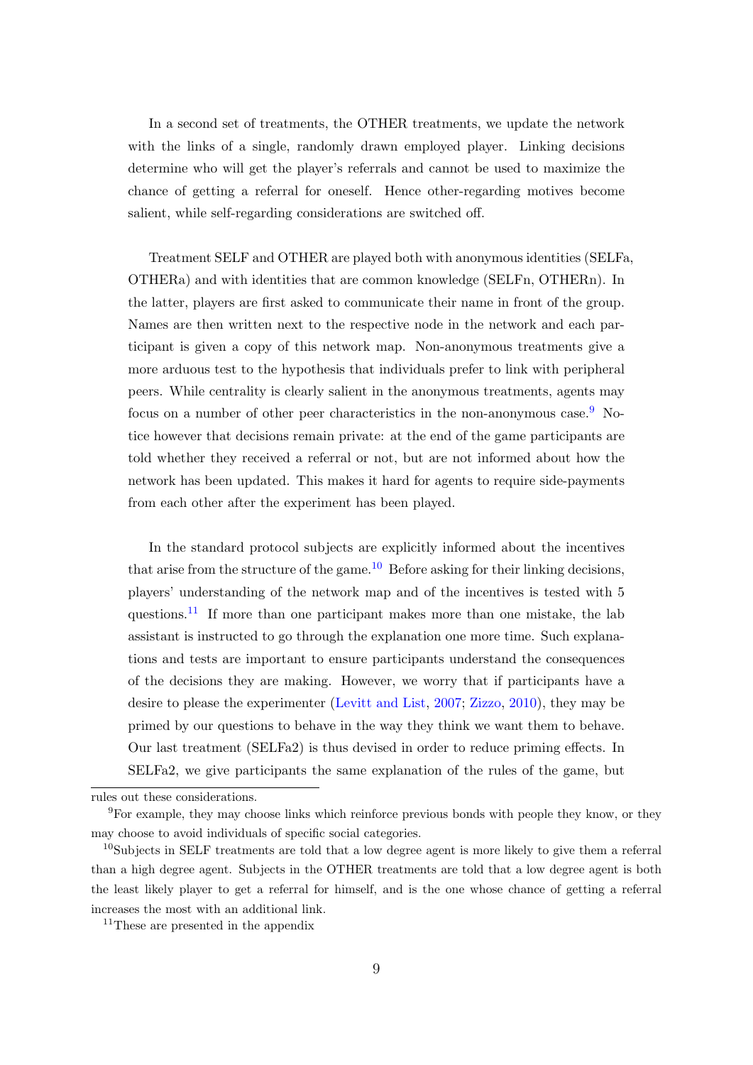In a second set of treatments, the OTHER treatments, we update the network with the links of a single, randomly drawn employed player. Linking decisions determine who will get the player's referrals and cannot be used to maximize the chance of getting a referral for oneself. Hence other-regarding motives become salient, while self-regarding considerations are switched off.

Treatment SELF and OTHER are played both with anonymous identities (SELFa, OTHERa) and with identities that are common knowledge (SELFn, OTHERn). In the latter, players are first asked to communicate their name in front of the group. Names are then written next to the respective node in the network and each participant is given a copy of this network map. Non-anonymous treatments give a more arduous test to the hypothesis that individuals prefer to link with peripheral peers. While centrality is clearly salient in the anonymous treatments, agents may focus on a number of other peer characteristics in the non-anonymous case.[9] Notice however that decisions remain private: at the end of the game participants are told whether they received a referral or not, but are not informed about how the network has been updated. This makes it hard for agents to require side-payments from each other after the experiment has been played.

In the standard protocol subjects are explicitly informed about the incentives that arise from the structure of the game.[10] Before asking for their linking decisions, players' understanding of the network map and of the incentives is tested with 5 questions.[11] If more than one participant makes more than one mistake, the lab assistant is instructed to go through the explanation one more time. Such explanations and tests are important to ensure participants understand the consequences of the decisions they are making. However, we worry that if participants have a desire to please the experimenter (Levitt and List, 2007; Zizzo, 2010), they may be primed by our questions to behave in the way they think we want them to behave. Our last treatment (SELFa2) is thus devised in order to reduce priming effects. In SELFa2, we give participants the same explanation of the rules of the game, but

rules out these considerations.

[9] For example, they may choose links which reinforce previous bonds with people they know, or they may choose to avoid individuals of specific social categories.

[10] Subjects in SELF treatments are told that a low degree agent is more likely to give them a referral than a high degree agent. Subjects in the OTHER treatments are told that a low degree agent is both the least likely player to get a referral for himself, and is the one whose chance of getting a referral increases the most with an additional link.

[11] These are presented in the appendix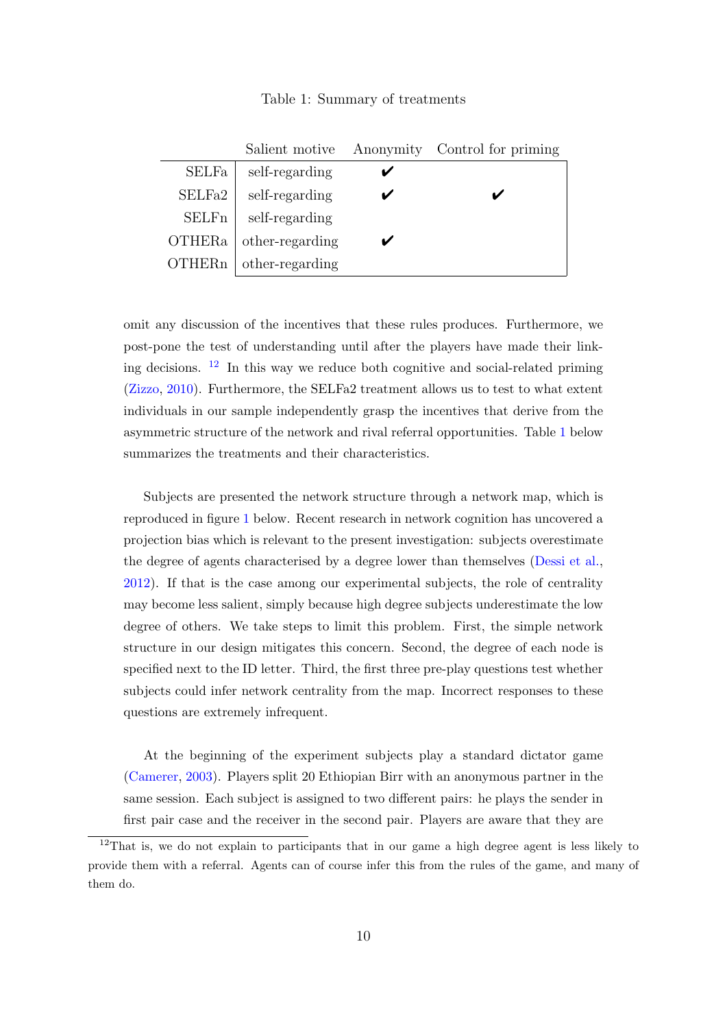Table 1: Summary of treatments

| | Salient motive | Anonymity | Control for priming |
|---|---|---|---|
| SELFa | self-regarding | ✔ | |
| SELFa2 | self-regarding | ✔ | ✔ |
| SELFn | self-regarding | | |
| OTHERa | other-regarding | ✔ | |
| OTHERn | other-regarding | | |

omit any discussion of the incentives that these rules produces. Furthermore, we post-pone the test of understanding until after the players have made their linking decisions. [12] In this way we reduce both cognitive and social-related priming (Zizzo, 2010). Furthermore, the SELFa2 treatment allows us to test to what extent individuals in our sample independently grasp the incentives that derive from the asymmetric structure of the network and rival referral opportunities. Table 1 below summarizes the treatments and their characteristics.

Subjects are presented the network structure through a network map, which is reproduced in figure 1 below. Recent research in network cognition has uncovered a projection bias which is relevant to the present investigation: subjects overestimate the degree of agents characterised by a degree lower than themselves (Dessi et al., 2012). If that is the case among our experimental subjects, the role of centrality may become less salient, simply because high degree subjects underestimate the low degree of others. We take steps to limit this problem. First, the simple network structure in our design mitigates this concern. Second, the degree of each node is specified next to the ID letter. Third, the first three pre-play questions test whether subjects could infer network centrality from the map. Incorrect responses to these questions are extremely infrequent.

At the beginning of the experiment subjects play a standard dictator game (Camerer, 2003). Players split 20 Ethiopian Birr with an anonymous partner in the same session. Each subject is assigned to two different pairs: he plays the sender in first pair case and the receiver in the second pair. Players are aware that they are

[12] That is, we do not explain to participants that in our game a high degree agent is less likely to provide them with a referral. Agents can of course infer this from the rules of the game, and many of them do.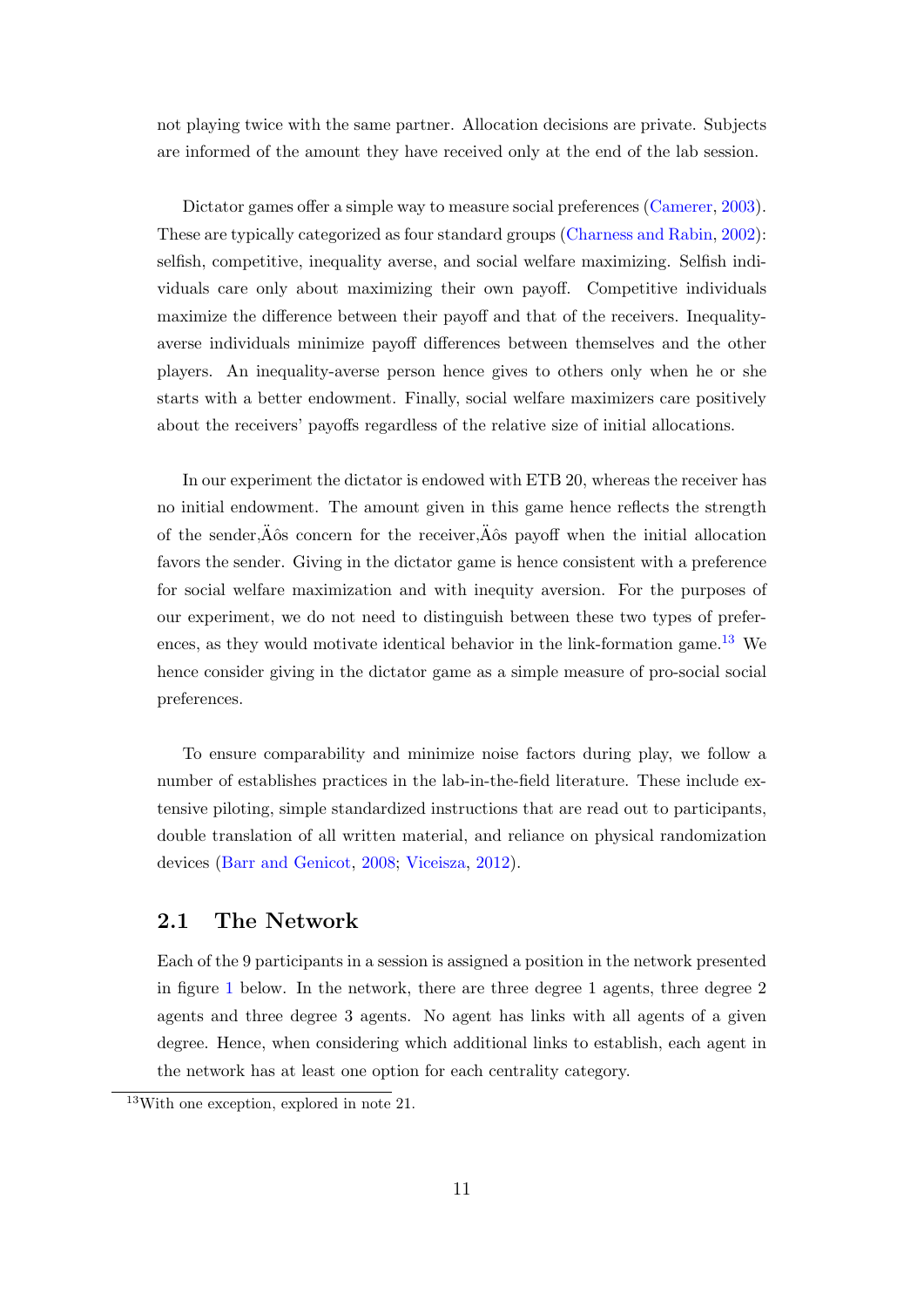not playing twice with the same partner. Allocation decisions are private. Subjects are informed of the amount they have received only at the end of the lab session.

Dictator games offer a simple way to measure social preferences (Camerer, 2003). These are typically categorized as four standard groups (Charness and Rabin, 2002): selfish, competitive, inequality averse, and social welfare maximizing. Selfish individuals care only about maximizing their own payoff. Competitive individuals maximize the difference between their payoff and that of the receivers. Inequality-averse individuals minimize payoff differences between themselves and the other players. An inequality-averse person hence gives to others only when he or she starts with a better endowment. Finally, social welfare maximizers care positively about the receivers' payoffs regardless of the relative size of initial allocations.

In our experiment the dictator is endowed with ETB 20, whereas the receiver has no initial endowment. The amount given in this game hence reflects the strength of the sender‚Äôs concern for the receiver‚Äôs payoff when the initial allocation favors the sender. Giving in the dictator game is hence consistent with a preference for social welfare maximization and with inequity aversion. For the purposes of our experiment, we do not need to distinguish between these two types of preferences, as they would motivate identical behavior in the link-formation game.[13] We hence consider giving in the dictator game as a simple measure of pro-social social preferences.

To ensure comparability and minimize noise factors during play, we follow a number of establishes practices in the lab-in-the-field literature. These include extensive piloting, simple standardized instructions that are read out to participants, double translation of all written material, and reliance on physical randomization devices (Barr and Genicot, 2008; Viceisza, 2012).

## 2.1 The Network

Each of the 9 participants in a session is assigned a position in the network presented in figure 1 below. In the network, there are three degree 1 agents, three degree 2 agents and three degree 3 agents. No agent has links with all agents of a given degree. Hence, when considering which additional links to establish, each agent in the network has at least one option for each centrality category.

[13]With one exception, explored in note 21.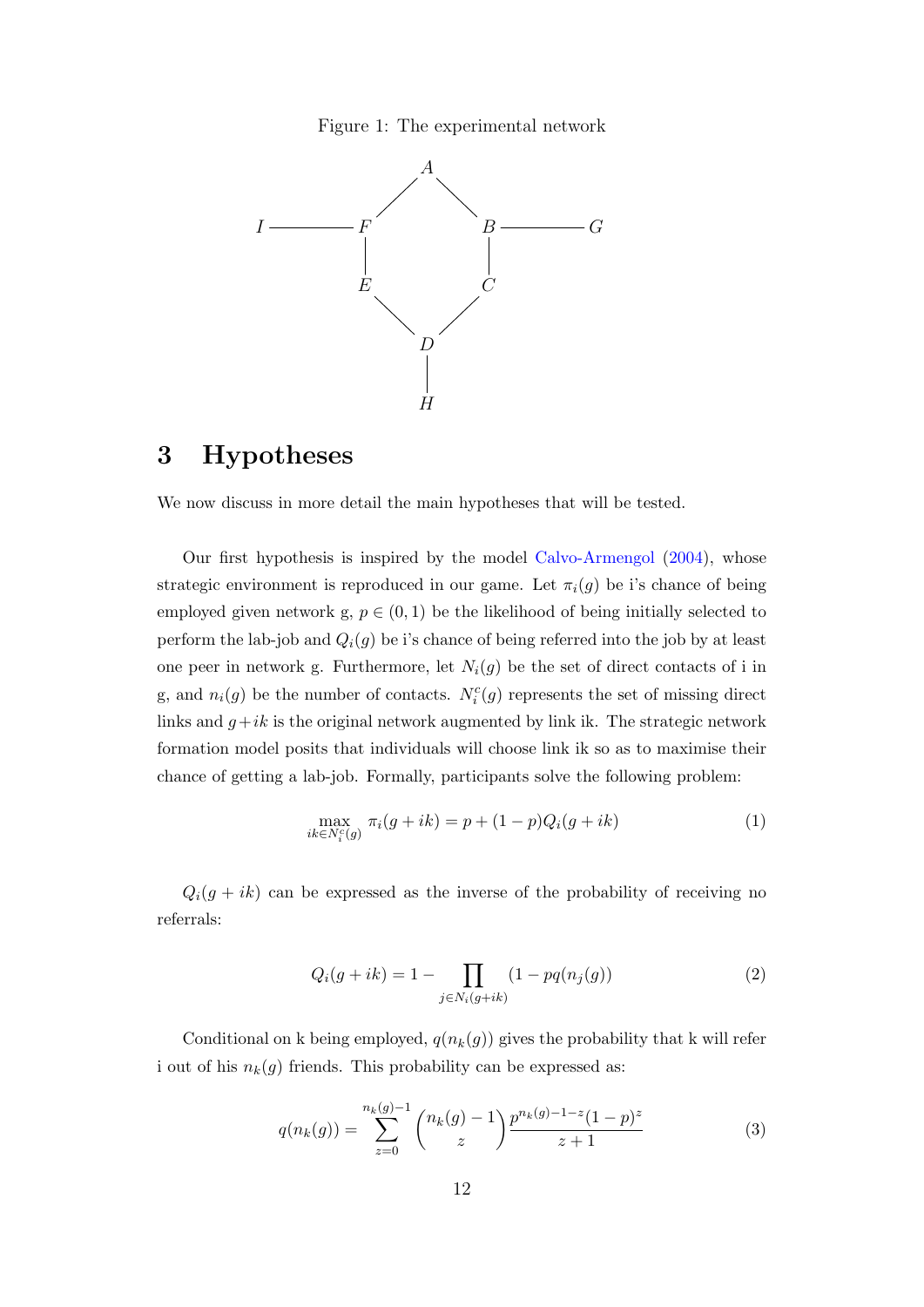Figure 1: The experimental network

# 3 Hypotheses

We now discuss in more detail the main hypotheses that will be tested.

Our first hypothesis is inspired by the model Calvo-Armengol (2004), whose strategic environment is reproduced in our game. Let $\pi_i(g)$ be i's chance of being employed given network g, $p \in (0, 1)$ be the likelihood of being initially selected to perform the lab-job and $Q_i(g)$ be i's chance of being referred into the job by at least one peer in network g. Furthermore, let $N_i(g)$ be the set of direct contacts of i in g, and $n_i(g)$ be the number of contacts. $N_i^c(g)$ represents the set of missing direct links and $g+ik$ is the original network augmented by link ik. The strategic network formation model posits that individuals will choose link ik so as to maximise their chance of getting a lab-job. Formally, participants solve the following problem:

$$\max_{ik \in N_i^c(g)} \pi_i(g + ik) = p + (1 - p)Q_i(g + ik) \tag{1}$$

$Q_i(g + ik)$ can be expressed as the inverse of the probability of receiving no referrals:

$$Q_i(g + ik) = 1 - \prod_{j \in N_i(g+ik)} (1 - pq(n_j(g)) \tag{2}$$

Conditional on k being employed, $q(n_k(g))$ gives the probability that k will refer i out of his $n_k(g)$ friends. This probability can be expressed as:

$$q(n_k(g)) = \sum_{z=0}^{n_k(g)-1} \binom{n_k(g) - 1}{z} \frac{p^{n_k(g)-1-z}(1 - p)^z}{z + 1} \tag{3}$$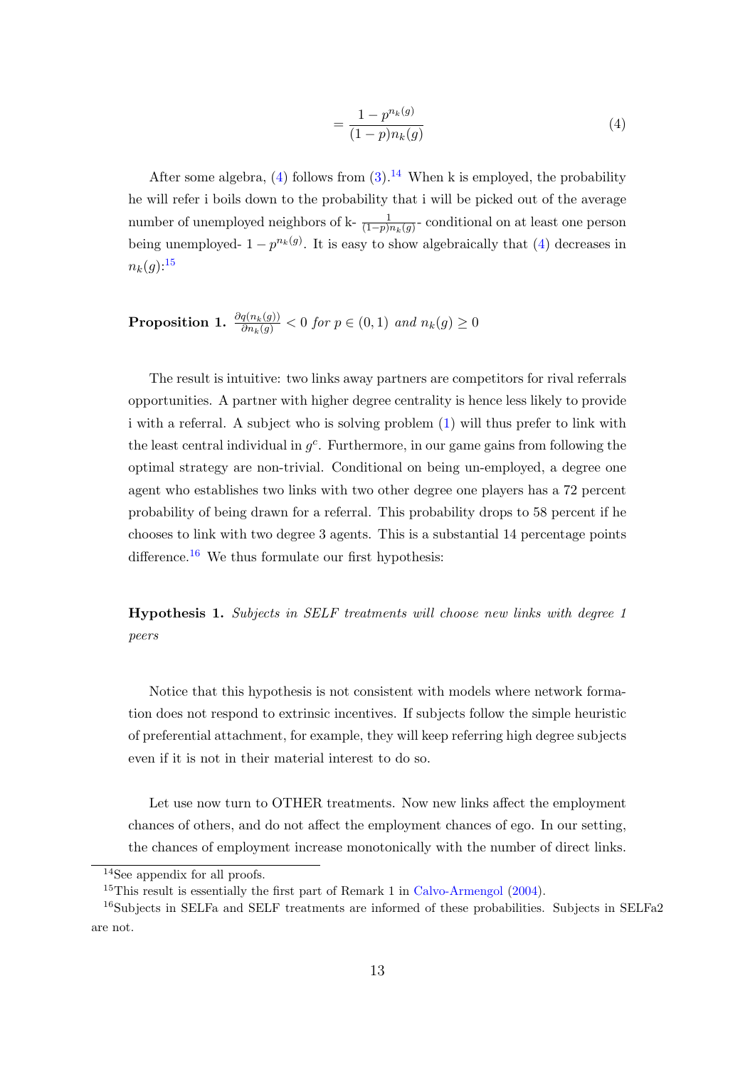$$= \frac{1 - p^{n_k(g)}}{(1-p)n_k(g)} \tag{4}$$

After some algebra, (4) follows from (3).[14] When k is employed, the probability he will refer i boils down to the probability that i will be picked out of the average number of unemployed neighbors of k- $\frac{1}{(1-p)n_k(g)}$- conditional on at least one person being unemployed- $1 - p^{n_k(g)}$. It is easy to show algebraically that (4) decreases in $n_k(g)$:[15]

**Proposition 1.** $\frac{\partial q(n_k(g))}{\partial n_k(g)} < 0$ *for* $p \in (0, 1)$ *and* $n_k(g) \geq 0$

The result is intuitive: two links away partners are competitors for rival referrals opportunities. A partner with higher degree centrality is hence less likely to provide i with a referral. A subject who is solving problem (1) will thus prefer to link with the least central individual in $g^c$. Furthermore, in our game gains from following the optimal strategy are non-trivial. Conditional on being un-employed, a degree one agent who establishes two links with two other degree one players has a 72 percent probability of being drawn for a referral. This probability drops to 58 percent if he chooses to link with two degree 3 agents. This is a substantial 14 percentage points difference.[16] We thus formulate our first hypothesis:

**Hypothesis 1.** *Subjects in SELF treatments will choose new links with degree 1 peers*

Notice that this hypothesis is not consistent with models where network formation does not respond to extrinsic incentives. If subjects follow the simple heuristic of preferential attachment, for example, they will keep referring high degree subjects even if it is not in their material interest to do so.

Let use now turn to OTHER treatments. Now new links affect the employment chances of others, and do not affect the employment chances of ego. In our setting, the chances of employment increase monotonically with the number of direct links.

---

[14] See appendix for all proofs.

[15] This result is essentially the first part of Remark 1 in Calvo-Armengol (2004).

[16] Subjects in SELFa and SELF treatments are informed of these probabilities. Subjects in SELFa2 are not.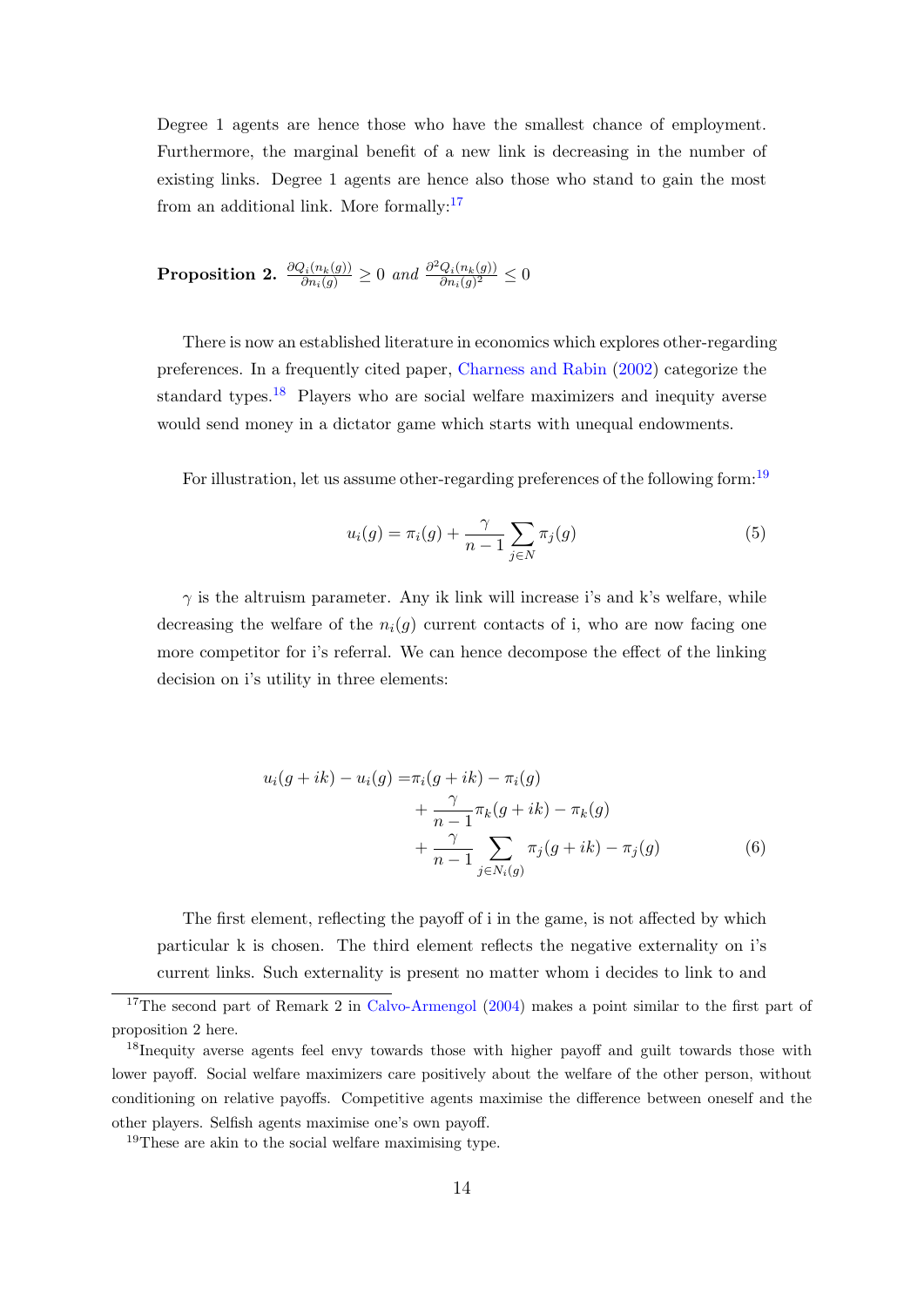Degree 1 agents are hence those who have the smallest chance of employment. Furthermore, the marginal benefit of a new link is decreasing in the number of existing links. Degree 1 agents are hence also those who stand to gain the most from an additional link. More formally:[17]

**Proposition 2.** $\frac{\partial Q_i(n_k(g))}{\partial n_i(g)} \geq 0$ *and* $\frac{\partial^2 Q_i(n_k(g))}{\partial n_i(g)^2} \leq 0$

There is now an established literature in economics which explores other-regarding preferences. In a frequently cited paper, Charness and Rabin (2002) categorize the standard types.[18] Players who are social welfare maximizers and inequity averse would send money in a dictator game which starts with unequal endowments.

For illustration, let us assume other-regarding preferences of the following form:[19]

$$u_i(g) = \pi_i(g) + \frac{\gamma}{n-1} \sum_{j \in N} \pi_j(g) \tag{5}$$

$\gamma$ is the altruism parameter. Any ik link will increase i's and k's welfare, while decreasing the welfare of the $n_i(g)$ current contacts of i, who are now facing one more competitor for i's referral. We can hence decompose the effect of the linking decision on i's utility in three elements:

$$\begin{aligned} u_i(g+ik) - u_i(g) = & \pi_i(g+ik) - \pi_i(g) \\ & + \frac{\gamma}{n-1} \pi_k(g+ik) - \pi_k(g) \\ & + \frac{\gamma}{n-1} \sum_{j \in N_i(g)} \pi_j(g+ik) - \pi_j(g) \end{aligned} \tag{6}$$

The first element, reflecting the payoff of i in the game, is not affected by which particular k is chosen. The third element reflects the negative externality on i's current links. Such externality is present no matter whom i decides to link to and

[17] The second part of Remark 2 in Calvo-Armengol (2004) makes a point similar to the first part of proposition 2 here.

[18] Inequity averse agents feel envy towards those with higher payoff and guilt towards those with lower payoff. Social welfare maximizers care positively about the welfare of the other person, without conditioning on relative payoffs. Competitive agents maximise the difference between oneself and the other players. Selfish agents maximise one's own payoff.

[19] These are akin to the social welfare maximising type.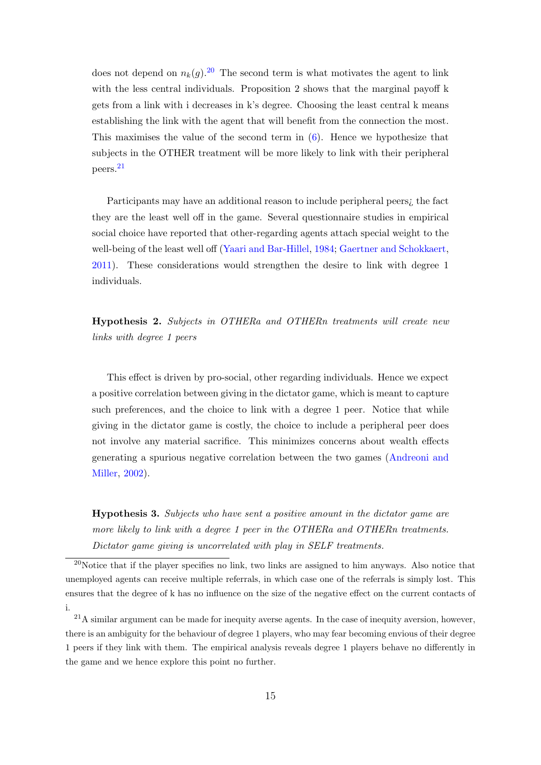does not depend on $n_k(g)$.[20] The second term is what motivates the agent to link with the less central individuals. Proposition 2 shows that the marginal payoff k gets from a link with i decreases in k's degree. Choosing the least central k means establishing the link with the agent that will benefit from the connection the most. This maximises the value of the second term in (6). Hence we hypothesize that subjects in the OTHER treatment will be more likely to link with their peripheral peers.[21]

Participants may have an additional reason to include peripheral peers¿ the fact they are the least well off in the game. Several questionnaire studies in empirical social choice have reported that other-regarding agents attach special weight to the well-being of the least well off (Yaari and Bar-Hillel, 1984; Gaertner and Schokkaert, 2011). These considerations would strengthen the desire to link with degree 1 individuals.

**Hypothesis 2.** *Subjects in OTHERa and OTHERn treatments will create new links with degree 1 peers*

This effect is driven by pro-social, other regarding individuals. Hence we expect a positive correlation between giving in the dictator game, which is meant to capture such preferences, and the choice to link with a degree 1 peer. Notice that while giving in the dictator game is costly, the choice to include a peripheral peer does not involve any material sacrifice. This minimizes concerns about wealth effects generating a spurious negative correlation between the two games (Andreoni and Miller, 2002).

**Hypothesis 3.** *Subjects who have sent a positive amount in the dictator game are more likely to link with a degree 1 peer in the OTHERa and OTHERn treatments. Dictator game giving is uncorrelated with play in SELF treatments.*

[20] Notice that if the player specifies no link, two links are assigned to him anyways. Also notice that unemployed agents can receive multiple referrals, in which case one of the referrals is simply lost. This ensures that the degree of k has no influence on the size of the negative effect on the current contacts of i.

[21] A similar argument can be made for inequity averse agents. In the case of inequity aversion, however, there is an ambiguity for the behaviour of degree 1 players, who may fear becoming envious of their degree 1 peers if they link with them. The empirical analysis reveals degree 1 players behave no differently in the game and we hence explore this point no further.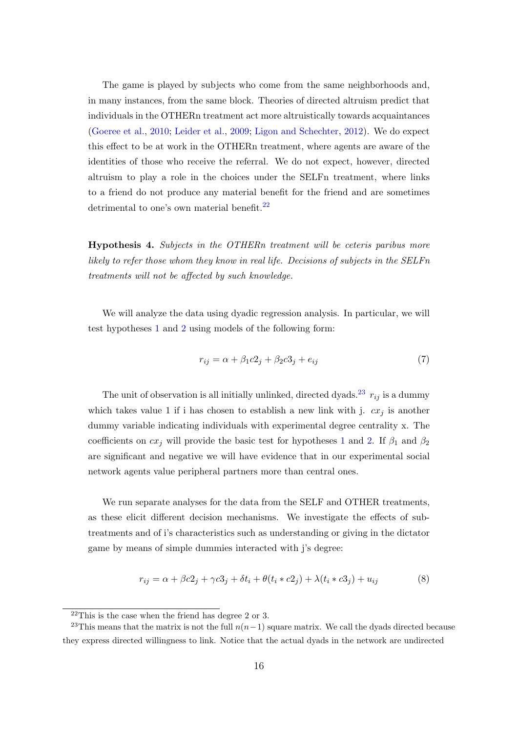The game is played by subjects who come from the same neighborhoods and, in many instances, from the same block. Theories of directed altruism predict that individuals in the OTHERn treatment act more altruistically towards acquaintances (Goeree et al., 2010; Leider et al., 2009; Ligon and Schechter, 2012). We do expect this effect to be at work in the OTHERn treatment, where agents are aware of the identities of those who receive the referral. We do not expect, however, directed altruism to play a role in the choices under the SELFn treatment, where links to a friend do not produce any material benefit for the friend and are sometimes detrimental to one's own material benefit.[22]

**Hypothesis 4.** *Subjects in the OTHERn treatment will be ceteris paribus more likely to refer those whom they know in real life. Decisions of subjects in the SELFn treatments will not be affected by such knowledge.*

We will analyze the data using dyadic regression analysis. In particular, we will test hypotheses 1 and 2 using models of the following form:

$$r_{ij} = \alpha + \beta_1 c2_j + \beta_2 c3_j + e_{ij} \tag{7}$$

The unit of observation is all initially unlinked, directed dyads.[23] $r_{ij}$ is a dummy which takes value 1 if i has chosen to establish a new link with j. $cx_j$ is another dummy variable indicating individuals with experimental degree centrality x. The coefficients on $cx_j$ will provide the basic test for hypotheses 1 and 2. If $\beta_1$ and $\beta_2$ are significant and negative we will have evidence that in our experimental social network agents value peripheral partners more than central ones.

We run separate analyses for the data from the SELF and OTHER treatments, as these elicit different decision mechanisms. We investigate the effects of sub-treatments and of i's characteristics such as understanding or giving in the dictator game by means of simple dummies interacted with j's degree:

$$r_{ij} = \alpha + \beta c2_j + \gamma c3_j + \delta t_i + \theta(t_i * c2_j) + \lambda(t_i * c3_j) + u_{ij} \tag{8}$$

[22] This is the case when the friend has degree 2 or 3.

[23] This means that the matrix is not the full $n(n-1)$ square matrix. We call the dyads directed because they express directed willingness to link. Notice that the actual dyads in the network are undirected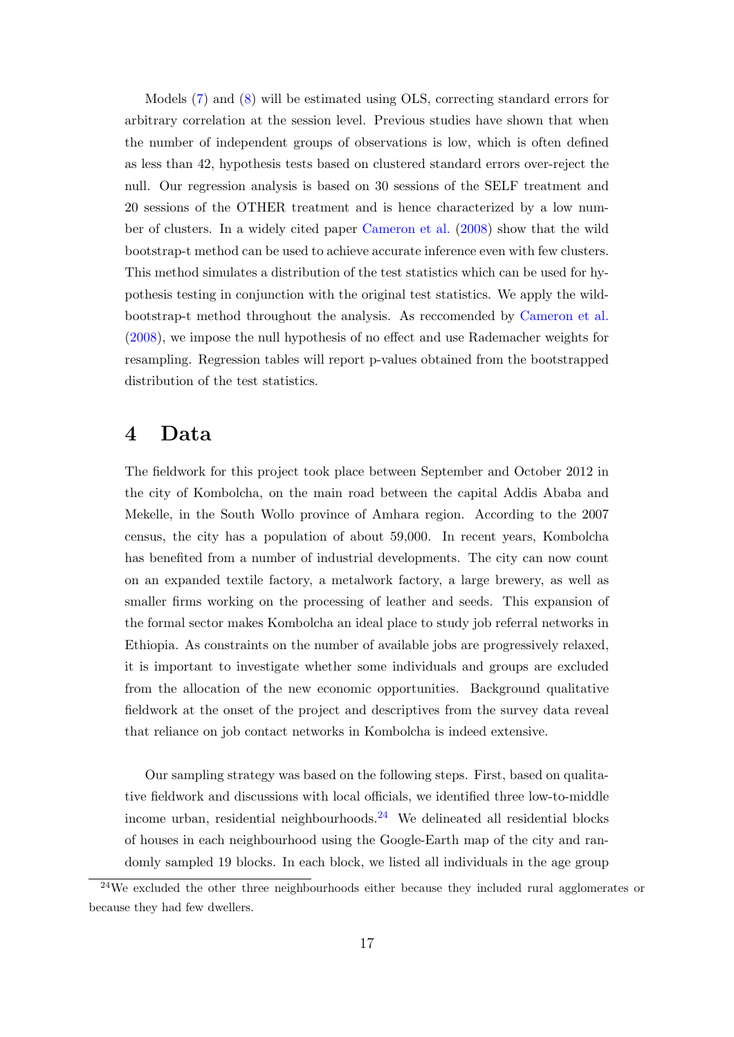Models (7) and (8) will be estimated using OLS, correcting standard errors for arbitrary correlation at the session level. Previous studies have shown that when the number of independent groups of observations is low, which is often defined as less than 42, hypothesis tests based on clustered standard errors over-reject the null. Our regression analysis is based on 30 sessions of the SELF treatment and 20 sessions of the OTHER treatment and is hence characterized by a low number of clusters. In a widely cited paper Cameron et al. (2008) show that the wild bootstrap-t method can be used to achieve accurate inference even with few clusters. This method simulates a distribution of the test statistics which can be used for hypothesis testing in conjunction with the original test statistics. We apply the wild-bootstrap-t method throughout the analysis. As reccomended by Cameron et al. (2008), we impose the null hypothesis of no effect and use Rademacher weights for resampling. Regression tables will report p-values obtained from the bootstrapped distribution of the test statistics.

# 4 Data

The fieldwork for this project took place between September and October 2012 in the city of Kombolcha, on the main road between the capital Addis Ababa and Mekelle, in the South Wollo province of Amhara region. According to the 2007 census, the city has a population of about 59,000. In recent years, Kombolcha has benefited from a number of industrial developments. The city can now count on an expanded textile factory, a metalwork factory, a large brewery, as well as smaller firms working on the processing of leather and seeds. This expansion of the formal sector makes Kombolcha an ideal place to study job referral networks in Ethiopia. As constraints on the number of available jobs are progressively relaxed, it is important to investigate whether some individuals and groups are excluded from the allocation of the new economic opportunities. Background qualitative fieldwork at the onset of the project and descriptives from the survey data reveal that reliance on job contact networks in Kombolcha is indeed extensive.

Our sampling strategy was based on the following steps. First, based on qualitative fieldwork and discussions with local officials, we identified three low-to-middle income urban, residential neighbourhoods.[24] We delineated all residential blocks of houses in each neighbourhood using the Google-Earth map of the city and randomly sampled 19 blocks. In each block, we listed all individuals in the age group

[24] We excluded the other three neighbourhoods either because they included rural agglomerates or because they had few dwellers.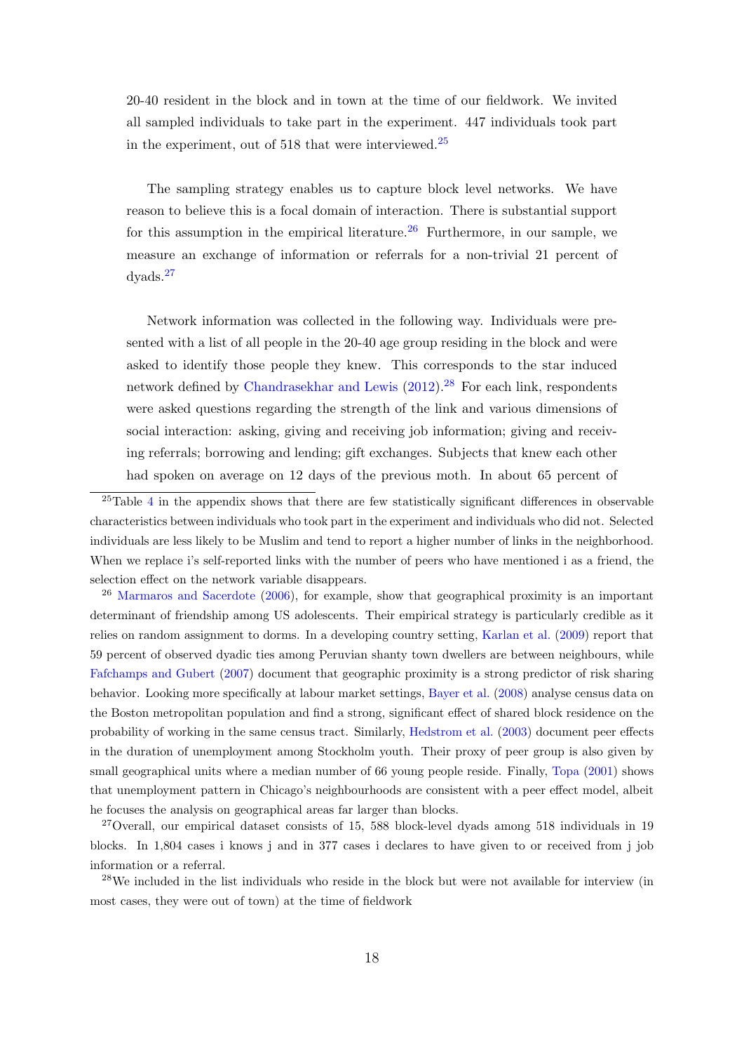20-40 resident in the block and in town at the time of our fieldwork. We invited all sampled individuals to take part in the experiment. 447 individuals took part in the experiment, out of 518 that were interviewed.[25]

The sampling strategy enables us to capture block level networks. We have reason to believe this is a focal domain of interaction. There is substantial support for this assumption in the empirical literature.[26] Furthermore, in our sample, we measure an exchange of information or referrals for a non-trivial 21 percent of dyads.[27]

Network information was collected in the following way. Individuals were presented with a list of all people in the 20-40 age group residing in the block and were asked to identify those people they knew. This corresponds to the star induced network defined by Chandrasekhar and Lewis (2012).[28] For each link, respondents were asked questions regarding the strength of the link and various dimensions of social interaction: asking, giving and receiving job information; giving and receiving referrals; borrowing and lending; gift exchanges. Subjects that knew each other had spoken on average on 12 days of the previous moth. In about 65 percent of

---

[25] Table 4 in the appendix shows that there are few statistically significant differences in observable characteristics between individuals who took part in the experiment and individuals who did not. Selected individuals are less likely to be Muslim and tend to report a higher number of links in the neighborhood. When we replace i's self-reported links with the number of peers who have mentioned i as a friend, the selection effect on the network variable disappears.

[26] Marmaros and Sacerdote (2006), for example, show that geographical proximity is an important determinant of friendship among US adolescents. Their empirical strategy is particularly credible as it relies on random assignment to dorms. In a developing country setting, Karlan et al. (2009) report that 59 percent of observed dyadic ties among Peruvian shanty town dwellers are between neighbours, while Fafchamps and Gubert (2007) document that geographic proximity is a strong predictor of risk sharing behavior. Looking more specifically at labour market settings, Bayer et al. (2008) analyse census data on the Boston metropolitan population and find a strong, significant effect of shared block residence on the probability of working in the same census tract. Similarly, Hedstrom et al. (2003) document peer effects in the duration of unemployment among Stockholm youth. Their proxy of peer group is also given by small geographical units where a median number of 66 young people reside. Finally, Topa (2001) shows that unemployment pattern in Chicago's neighbourhoods are consistent with a peer effect model, albeit he focuses the analysis on geographical areas far larger than blocks.

[27] Overall, our empirical dataset consists of 15, 588 block-level dyads among 518 individuals in 19 blocks. In 1,804 cases i knows j and in 377 cases i declares to have given to or received from j job information or a referral.

[28] We included in the list individuals who reside in the block but were not available for interview (in most cases, they were out of town) at the time of fieldwork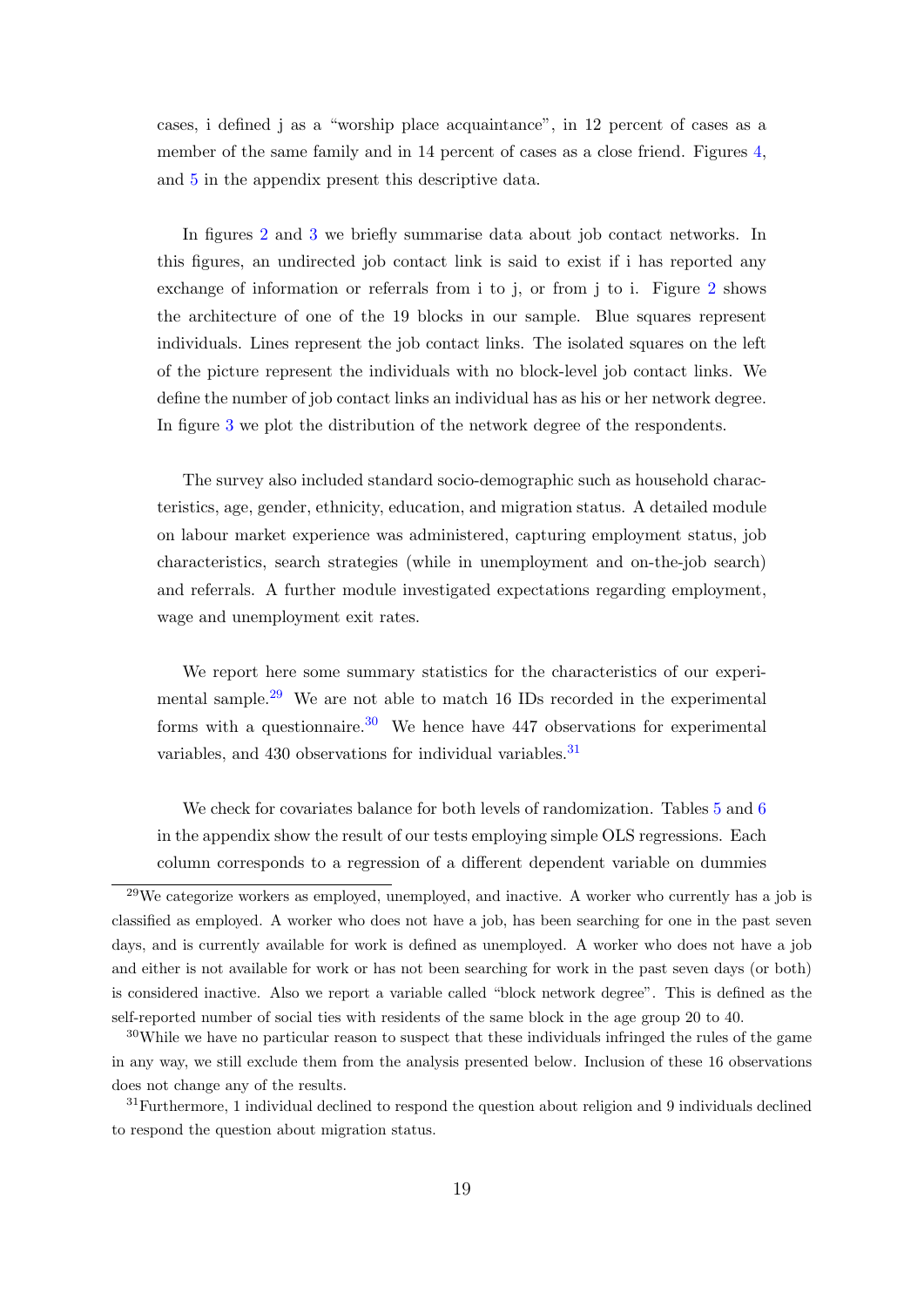cases, i defined j as a "worship place acquaintance", in 12 percent of cases as a member of the same family and in 14 percent of cases as a close friend. Figures 4, and 5 in the appendix present this descriptive data.

In figures 2 and 3 we briefly summarise data about job contact networks. In this figures, an undirected job contact link is said to exist if i has reported any exchange of information or referrals from i to j, or from j to i. Figure 2 shows the architecture of one of the 19 blocks in our sample. Blue squares represent individuals. Lines represent the job contact links. The isolated squares on the left of the picture represent the individuals with no block-level job contact links. We define the number of job contact links an individual has as his or her network degree. In figure 3 we plot the distribution of the network degree of the respondents.

The survey also included standard socio-demographic such as household characteristics, age, gender, ethnicity, education, and migration status. A detailed module on labour market experience was administered, capturing employment status, job characteristics, search strategies (while in unemployment and on-the-job search) and referrals. A further module investigated expectations regarding employment, wage and unemployment exit rates.

We report here some summary statistics for the characteristics of our experimental sample.[29] We are not able to match 16 IDs recorded in the experimental forms with a questionnaire.[30] We hence have 447 observations for experimental variables, and 430 observations for individual variables.[31]

We check for covariates balance for both levels of randomization. Tables 5 and 6 in the appendix show the result of our tests employing simple OLS regressions. Each column corresponds to a regression of a different dependent variable on dummies

---

[29] We categorize workers as employed, unemployed, and inactive. A worker who currently has a job is classified as employed. A worker who does not have a job, has been searching for one in the past seven days, and is currently available for work is defined as unemployed. A worker who does not have a job and either is not available for work or has not been searching for work in the past seven days (or both) is considered inactive. Also we report a variable called "block network degree". This is defined as the self-reported number of social ties with residents of the same block in the age group 20 to 40.

[30] While we have no particular reason to suspect that these individuals infringed the rules of the game in any way, we still exclude them from the analysis presented below. Inclusion of these 16 observations does not change any of the results.

[31] Furthermore, 1 individual declined to respond the question about religion and 9 individuals declined to respond the question about migration status.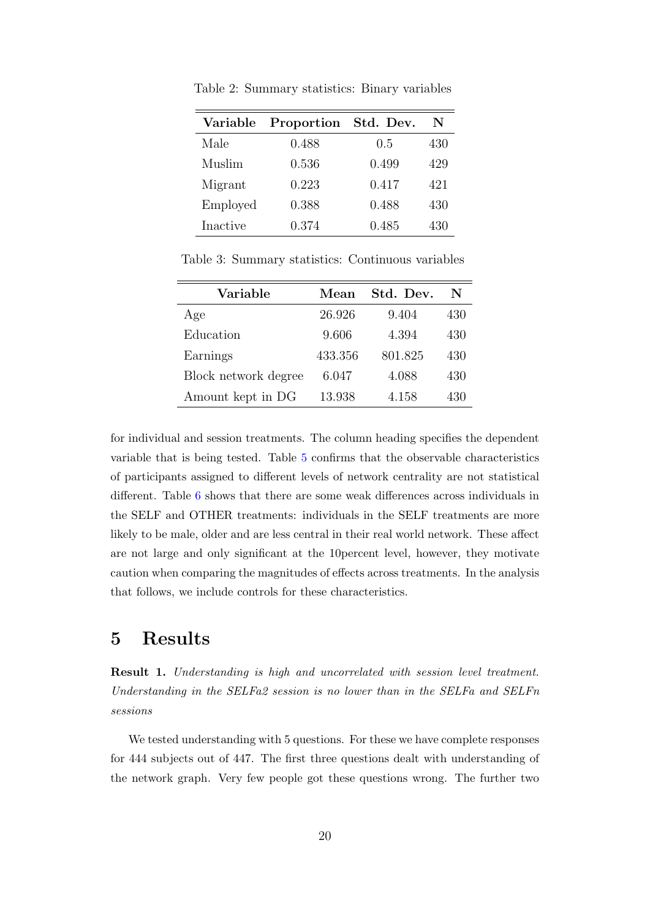Table 2: Summary statistics: Binary variables

| Variable | Proportion | Std. Dev. | N |
|---|---|---|---|
| Male | 0.488 | 0.5 | 430 |
| Muslim | 0.536 | 0.499 | 429 |
| Migrant | 0.223 | 0.417 | 421 |
| Employed | 0.388 | 0.488 | 430 |
| Inactive | 0.374 | 0.485 | 430 |

Table 3: Summary statistics: Continuous variables

| Variable | Mean | Std. Dev. | N |
|---|---|---|---|
| Age | 26.926 | 9.404 | 430 |
| Education | 9.606 | 4.394 | 430 |
| Earnings | 433.356 | 801.825 | 430 |
| Block network degree | 6.047 | 4.088 | 430 |
| Amount kept in DG | 13.938 | 4.158 | 430 |

for individual and session treatments. The column heading specifies the dependent variable that is being tested. Table 5 confirms that the observable characteristics of participants assigned to different levels of network centrality are not statistical different. Table 6 shows that there are some weak differences across individuals in the SELF and OTHER treatments: individuals in the SELF treatments are more likely to be male, older and are less central in their real world network. These affect are not large and only significant at the 10percent level, however, they motivate caution when comparing the magnitudes of effects across treatments. In the analysis that follows, we include controls for these characteristics.

# 5 Results

**Result 1.** *Understanding is high and uncorrelated with session level treatment. Understanding in the SELFa2 session is no lower than in the SELFa and SELFn sessions*

We tested understanding with 5 questions. For these we have complete responses for 444 subjects out of 447. The first three questions dealt with understanding of the network graph. Very few people got these questions wrong. The further two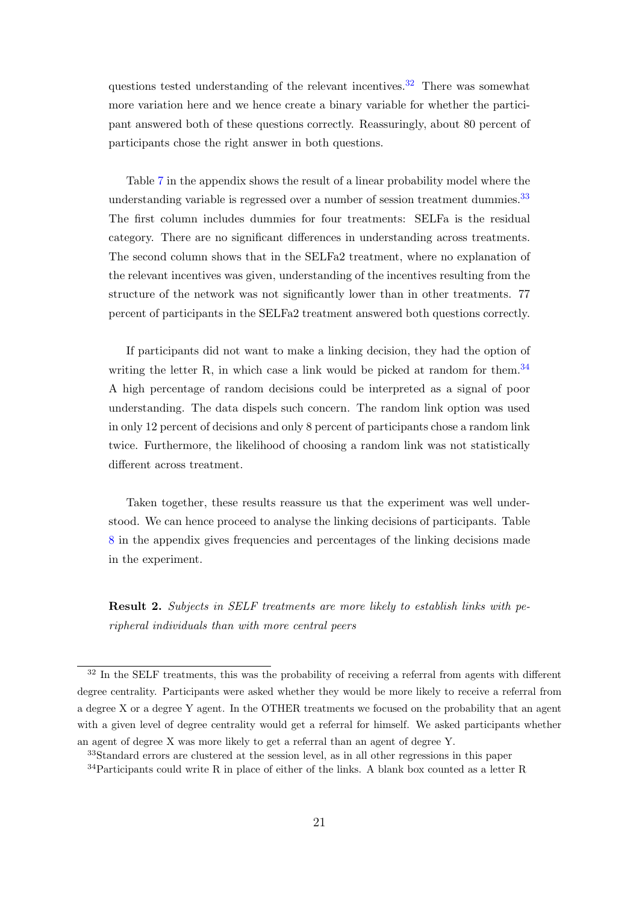questions tested understanding of the relevant incentives.[32] There was somewhat more variation here and we hence create a binary variable for whether the participant answered both of these questions correctly. Reassuringly, about 80 percent of participants chose the right answer in both questions.

Table 7 in the appendix shows the result of a linear probability model where the understanding variable is regressed over a number of session treatment dummies.[33] The first column includes dummies for four treatments: SELFa is the residual category. There are no significant differences in understanding across treatments. The second column shows that in the SELFa2 treatment, where no explanation of the relevant incentives was given, understanding of the incentives resulting from the structure of the network was not significantly lower than in other treatments. 77 percent of participants in the SELFa2 treatment answered both questions correctly.

If participants did not want to make a linking decision, they had the option of writing the letter R, in which case a link would be picked at random for them.[34] A high percentage of random decisions could be interpreted as a signal of poor understanding. The data dispels such concern. The random link option was used in only 12 percent of decisions and only 8 percent of participants chose a random link twice. Furthermore, the likelihood of choosing a random link was not statistically different across treatment.

Taken together, these results reassure us that the experiment was well understood. We can hence proceed to analyse the linking decisions of participants. Table 8 in the appendix gives frequencies and percentages of the linking decisions made in the experiment.

**Result 2.** *Subjects in SELF treatments are more likely to establish links with peripheral individuals than with more central peers*

---

[32] In the SELF treatments, this was the probability of receiving a referral from agents with different degree centrality. Participants were asked whether they would be more likely to receive a referral from a degree X or a degree Y agent. In the OTHER treatments we focused on the probability that an agent with a given level of degree centrality would get a referral for himself. We asked participants whether an agent of degree X was more likely to get a referral than an agent of degree Y.

[33] Standard errors are clustered at the session level, as in all other regressions in this paper

[34] Participants could write R in place of either of the links. A blank box counted as a letter R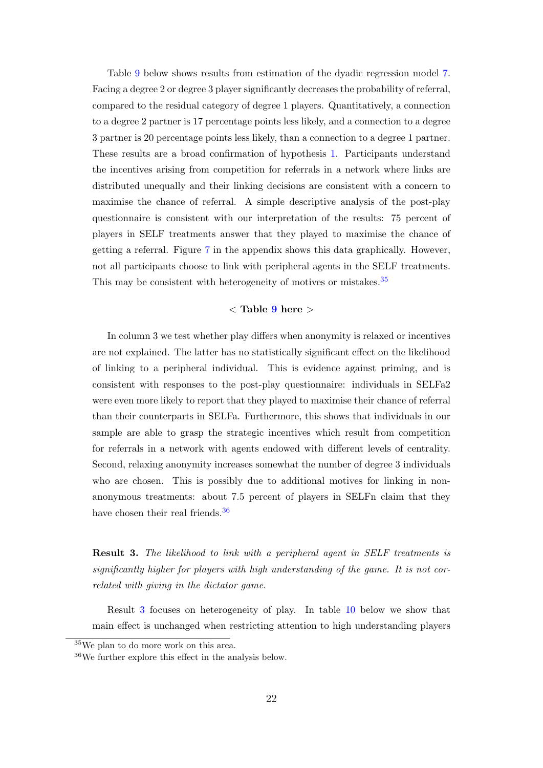Table 9 below shows results from estimation of the dyadic regression model 7. Facing a degree 2 or degree 3 player significantly decreases the probability of referral, compared to the residual category of degree 1 players. Quantitatively, a connection to a degree 2 partner is 17 percentage points less likely, and a connection to a degree 3 partner is 20 percentage points less likely, than a connection to a degree 1 partner. These results are a broad confirmation of hypothesis 1. Participants understand the incentives arising from competition for referrals in a network where links are distributed unequally and their linking decisions are consistent with a concern to maximise the chance of referral. A simple descriptive analysis of the post-play questionnaire is consistent with our interpretation of the results: 75 percent of players in SELF treatments answer that they played to maximise the chance of getting a referral. Figure 7 in the appendix shows this data graphically. However, not all participants choose to link with peripheral agents in the SELF treatments. This may be consistent with heterogeneity of motives or mistakes.[35]

**< Table 9 here >**

In column 3 we test whether play differs when anonymity is relaxed or incentives are not explained. The latter has no statistically significant effect on the likelihood of linking to a peripheral individual. This is evidence against priming, and is consistent with responses to the post-play questionnaire: individuals in SELFa2 were even more likely to report that they played to maximise their chance of referral than their counterparts in SELFa. Furthermore, this shows that individuals in our sample are able to grasp the strategic incentives which result from competition for referrals in a network with agents endowed with different levels of centrality. Second, relaxing anonymity increases somewhat the number of degree 3 individuals who are chosen. This is possibly due to additional motives for linking in non-anonymous treatments: about 7.5 percent of players in SELFn claim that they have chosen their real friends.[36]

**Result 3.** *The likelihood to link with a peripheral agent in SELF treatments is significantly higher for players with high understanding of the game. It is not correlated with giving in the dictator game.*

Result 3 focuses on heterogeneity of play. In table 10 below we show that main effect is unchanged when restricting attention to high understanding players

[35] We plan to do more work on this area.

[36] We further explore this effect in the analysis below.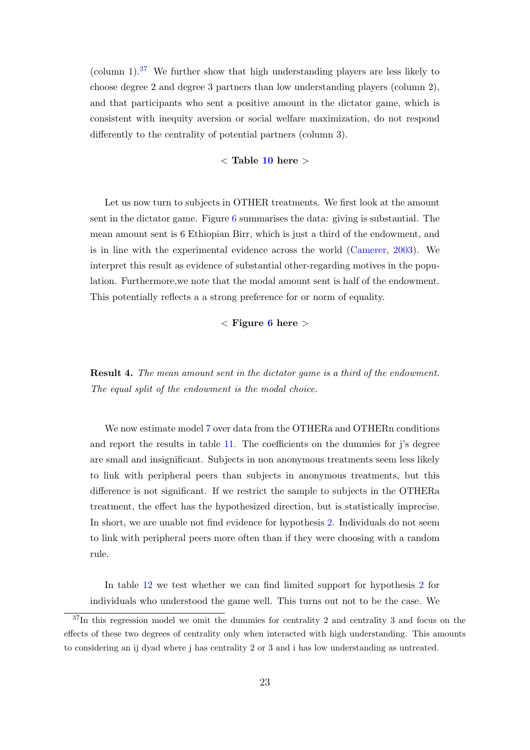(column 1).[37] We further show that high understanding players are less likely to choose degree 2 and degree 3 partners than low understanding players (column 2), and that participants who sent a positive amount in the dictator game, which is consistent with inequity aversion or social welfare maximization, do not respond differently to the centrality of potential partners (column 3).

< **Table 10 here** >

Let us now turn to subjects in OTHER treatments. We first look at the amount sent in the dictator game. Figure 6 summarises the data: giving is substantial. The mean amount sent is 6 Ethiopian Birr, which is just a third of the endowment, and is in line with the experimental evidence across the world (Camerer, 2003). We interpret this result as evidence of substantial other-regarding motives in the population. Furthermore,we note that the modal amount sent is half of the endowment. This potentially reflects a a strong preference for or norm of equality.

< **Figure 6 here** >

**Result 4.** *The mean amount sent in the dictator game is a third of the endowment. The equal split of the endowment is the modal choice.*

We now estimate model 7 over data from the OTHERa and OTHERn conditions and report the results in table 11. The coefficients on the dummies for j's degree are small and insignificant. Subjects in non anonymous treatments seem less likely to link with peripheral peers than subjects in anonymous treatments, but this difference is not significant. If we restrict the sample to subjects in the OTHERa treatment, the effect has the hypothesized direction, but is statistically imprecise. In short, we are unable not find evidence for hypothesis 2. Individuals do not seem to link with peripheral peers more often than if they were choosing with a random rule.

In table 12 we test whether we can find limited support for hypothesis 2 for individuals who understood the game well. This turns out not to be the case. We

[37] In this regression model we omit the dummies for centrality 2 and centrality 3 and focus on the effects of these two degrees of centrality only when interacted with high understanding. This amounts to considering an ij dyad where j has centrality 2 or 3 and i has low understanding as untreated.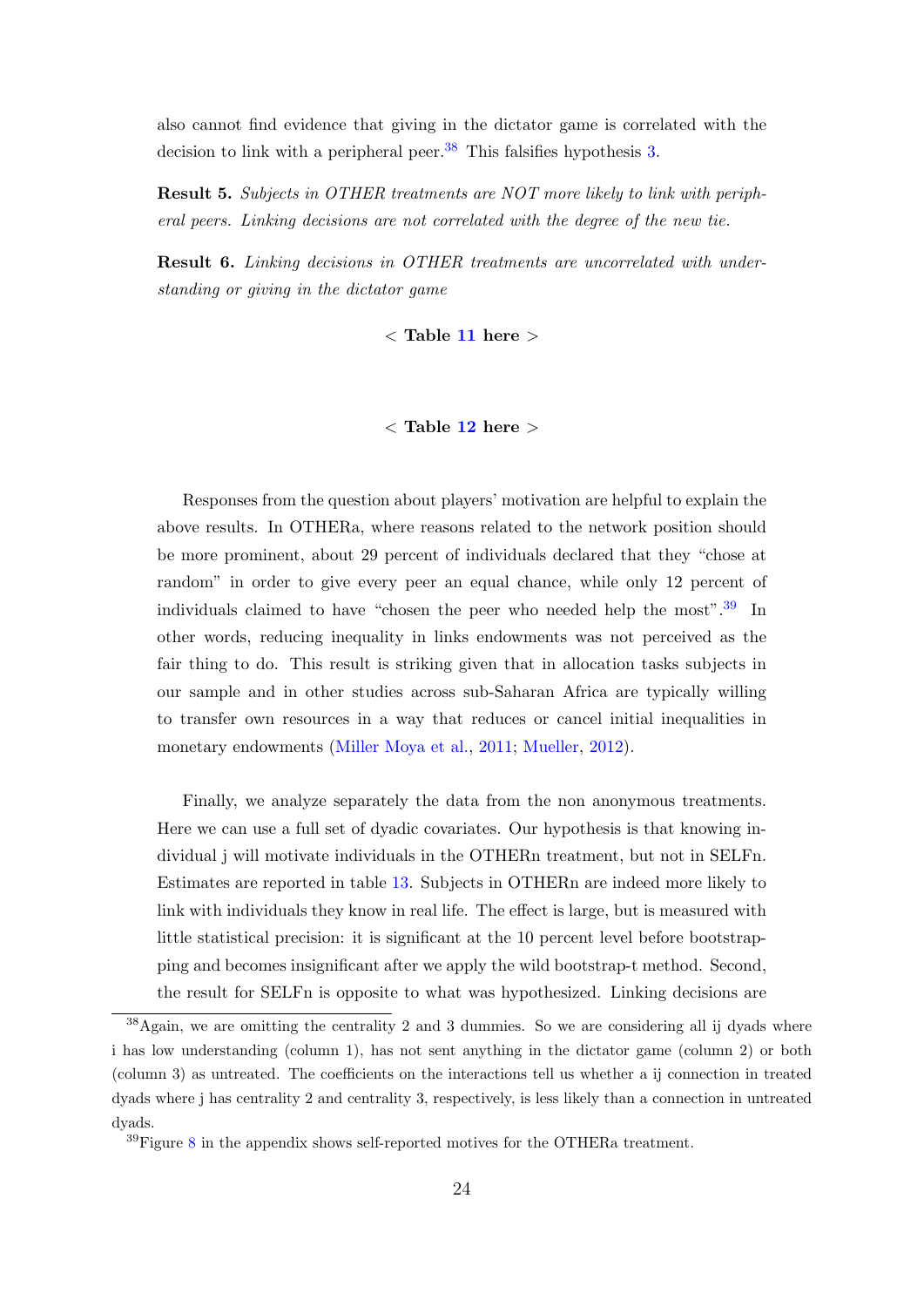also cannot find evidence that giving in the dictator game is correlated with the decision to link with a peripheral peer.[38] This falsifies hypothesis 3.

**Result 5.** *Subjects in OTHER treatments are NOT more likely to link with peripheral peers. Linking decisions are not correlated with the degree of the new tie.*

**Result 6.** *Linking decisions in OTHER treatments are uncorrelated with understanding or giving in the dictator game*

< **Table 11 here** >

< **Table 12 here** >

Responses from the question about players' motivation are helpful to explain the above results. In OTHERa, where reasons related to the network position should be more prominent, about 29 percent of individuals declared that they "chose at random" in order to give every peer an equal chance, while only 12 percent of individuals claimed to have "chosen the peer who needed help the most".[39] In other words, reducing inequality in links endowments was not perceived as the fair thing to do. This result is striking given that in allocation tasks subjects in our sample and in other studies across sub-Saharan Africa are typically willing to transfer own resources in a way that reduces or cancel initial inequalities in monetary endowments (Miller Moya et al., 2011; Mueller, 2012).

Finally, we analyze separately the data from the non anonymous treatments. Here we can use a full set of dyadic covariates. Our hypothesis is that knowing individual j will motivate individuals in the OTHERn treatment, but not in SELFn. Estimates are reported in table 13. Subjects in OTHERn are indeed more likely to link with individuals they know in real life. The effect is large, but is measured with little statistical precision: it is significant at the 10 percent level before bootstrapping and becomes insignificant after we apply the wild bootstrap-t method. Second, the result for SELFn is opposite to what was hypothesized. Linking decisions are

[38] Again, we are omitting the centrality 2 and 3 dummies. So we are considering all ij dyads where i has low understanding (column 1), has not sent anything in the dictator game (column 2) or both (column 3) as untreated. The coefficients on the interactions tell us whether a ij connection in treated dyads where j has centrality 2 and centrality 3, respectively, is less likely than a connection in untreated dyads.

[39] Figure 8 in the appendix shows self-reported motives for the OTHERa treatment.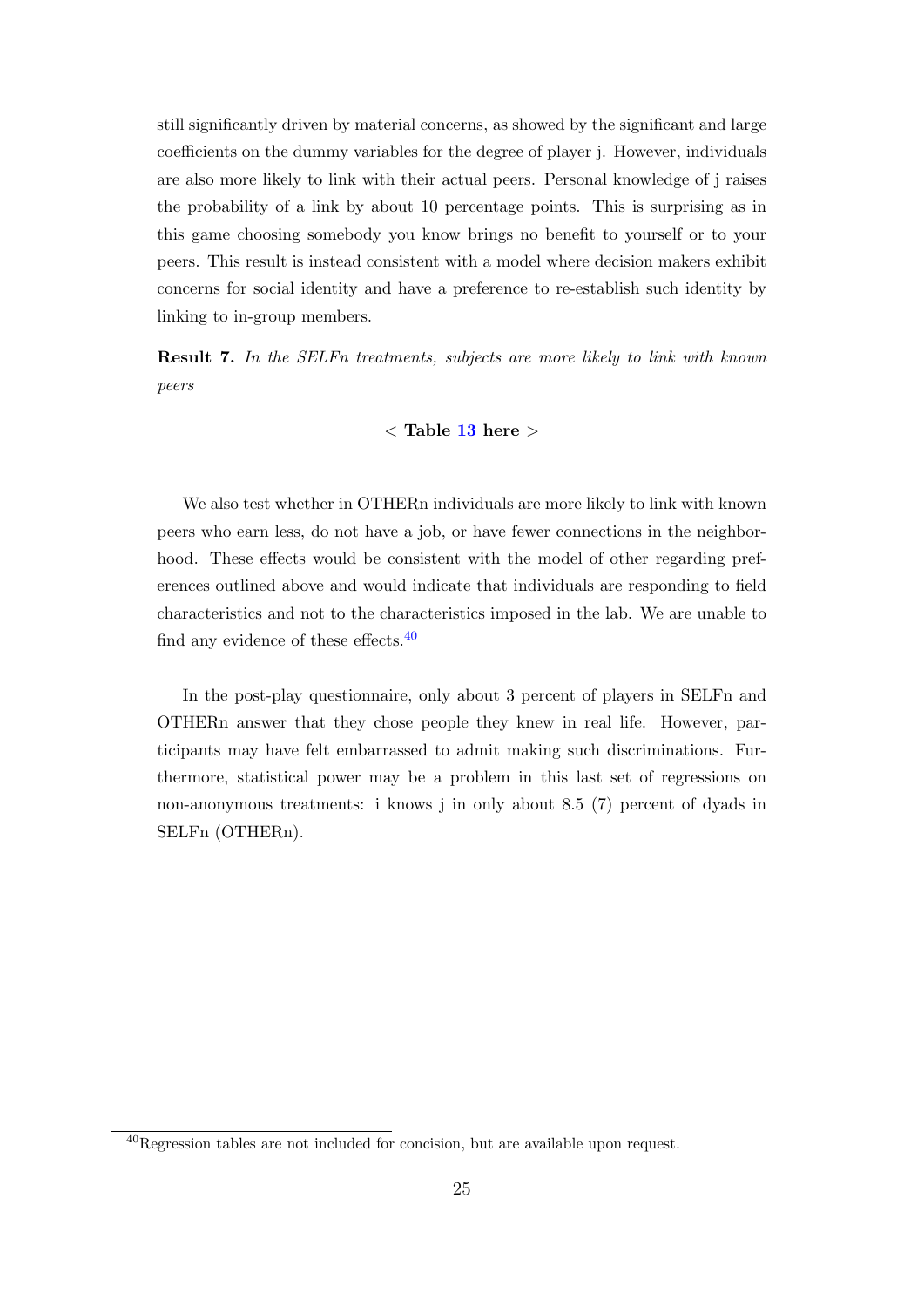still significantly driven by material concerns, as showed by the significant and large coefficients on the dummy variables for the degree of player j. However, individuals are also more likely to link with their actual peers. Personal knowledge of j raises the probability of a link by about 10 percentage points. This is surprising as in this game choosing somebody you know brings no benefit to yourself or to your peers. This result is instead consistent with a model where decision makers exhibit concerns for social identity and have a preference to re-establish such identity by linking to in-group members.

**Result 7.** *In the SELFn treatments, subjects are more likely to link with known peers*

< **Table 13 here** >

We also test whether in OTHERn individuals are more likely to link with known peers who earn less, do not have a job, or have fewer connections in the neighborhood. These effects would be consistent with the model of other regarding preferences outlined above and would indicate that individuals are responding to field characteristics and not to the characteristics imposed in the lab. We are unable to find any evidence of these effects.[40]

In the post-play questionnaire, only about 3 percent of players in SELFn and OTHERn answer that they chose people they knew in real life. However, participants may have felt embarrassed to admit making such discriminations. Furthermore, statistical power may be a problem in this last set of regressions on non-anonymous treatments: i knows j in only about 8.5 (7) percent of dyads in SELFn (OTHERn).

[40] Regression tables are not included for concision, but are available upon request.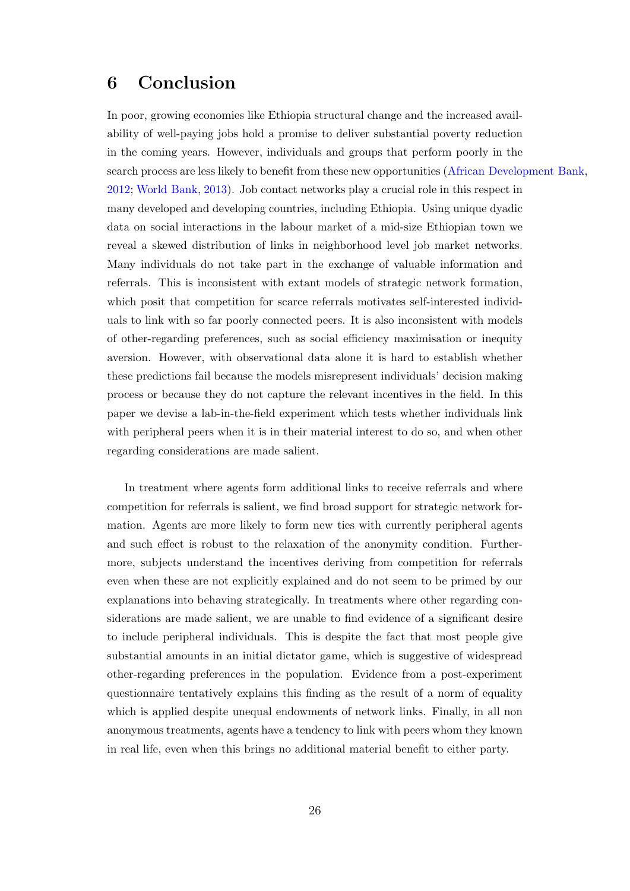# 6 Conclusion

In poor, growing economies like Ethiopia structural change and the increased availability of well-paying jobs hold a promise to deliver substantial poverty reduction in the coming years. However, individuals and groups that perform poorly in the search process are less likely to benefit from these new opportunities (African Development Bank, 2012; World Bank, 2013). Job contact networks play a crucial role in this respect in many developed and developing countries, including Ethiopia. Using unique dyadic data on social interactions in the labour market of a mid-size Ethiopian town we reveal a skewed distribution of links in neighborhood level job market networks. Many individuals do not take part in the exchange of valuable information and referrals. This is inconsistent with extant models of strategic network formation, which posit that competition for scarce referrals motivates self-interested individuals to link with so far poorly connected peers. It is also inconsistent with models of other-regarding preferences, such as social efficiency maximisation or inequity aversion. However, with observational data alone it is hard to establish whether these predictions fail because the models misrepresent individuals' decision making process or because they do not capture the relevant incentives in the field. In this paper we devise a lab-in-the-field experiment which tests whether individuals link with peripheral peers when it is in their material interest to do so, and when other regarding considerations are made salient.

In treatment where agents form additional links to receive referrals and where competition for referrals is salient, we find broad support for strategic network formation. Agents are more likely to form new ties with currently peripheral agents and such effect is robust to the relaxation of the anonymity condition. Furthermore, subjects understand the incentives deriving from competition for referrals even when these are not explicitly explained and do not seem to be primed by our explanations into behaving strategically. In treatments where other regarding considerations are made salient, we are unable to find evidence of a significant desire to include peripheral individuals. This is despite the fact that most people give substantial amounts in an initial dictator game, which is suggestive of widespread other-regarding preferences in the population. Evidence from a post-experiment questionnaire tentatively explains this finding as the result of a norm of equality which is applied despite unequal endowments of network links. Finally, in all non anonymous treatments, agents have a tendency to link with peers whom they known in real life, even when this brings no additional material benefit to either party.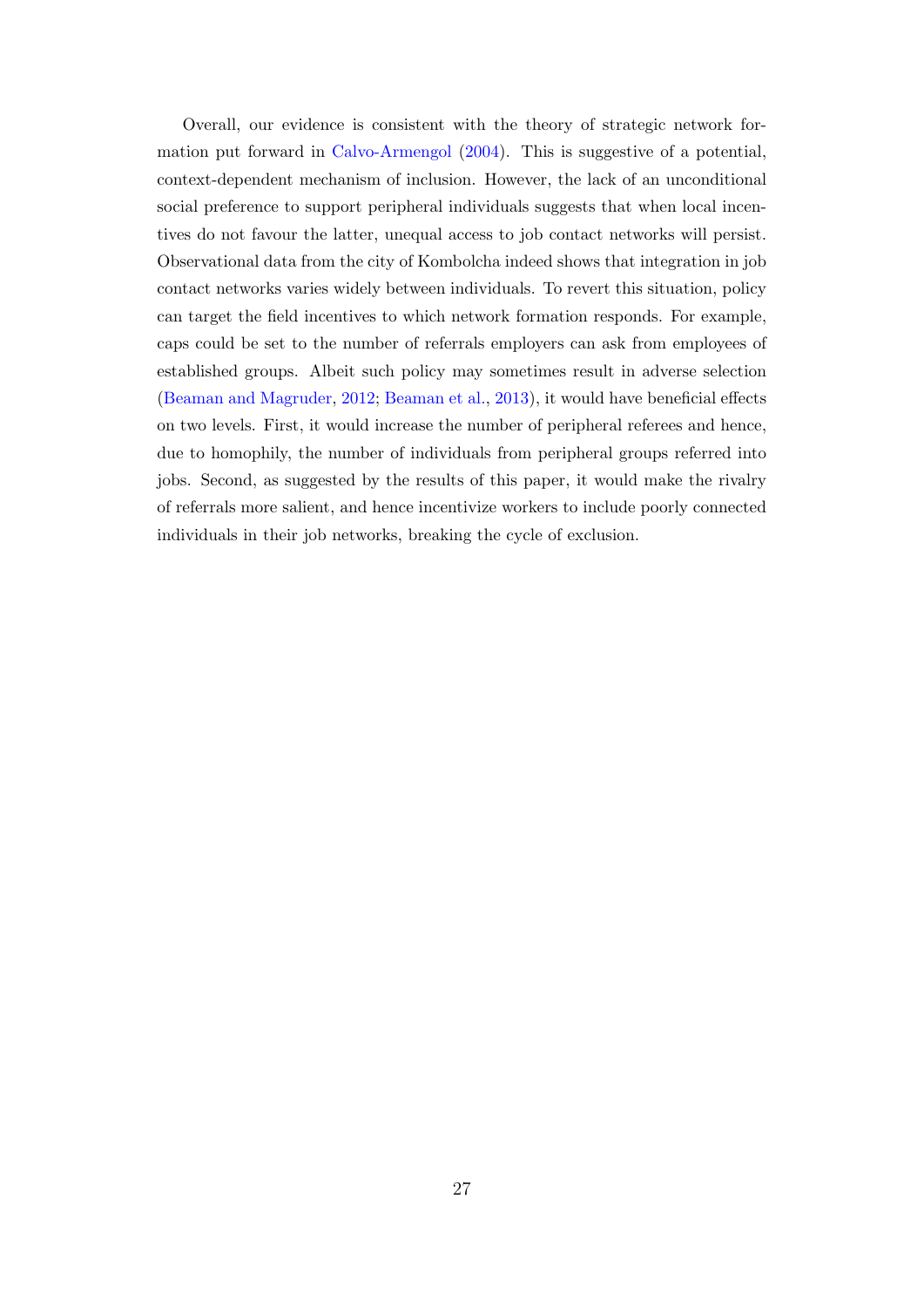Overall, our evidence is consistent with the theory of strategic network formation put forward in Calvo-Armengol (2004). This is suggestive of a potential, context-dependent mechanism of inclusion. However, the lack of an unconditional social preference to support peripheral individuals suggests that when local incentives do not favour the latter, unequal access to job contact networks will persist. Observational data from the city of Kombolcha indeed shows that integration in job contact networks varies widely between individuals. To revert this situation, policy can target the field incentives to which network formation responds. For example, caps could be set to the number of referrals employers can ask from employees of established groups. Albeit such policy may sometimes result in adverse selection (Beaman and Magruder, 2012; Beaman et al., 2013), it would have beneficial effects on two levels. First, it would increase the number of peripheral referees and hence, due to homophily, the number of individuals from peripheral groups referred into jobs. Second, as suggested by the results of this paper, it would make the rivalry of referrals more salient, and hence incentivize workers to include poorly connected individuals in their job networks, breaking the cycle of exclusion.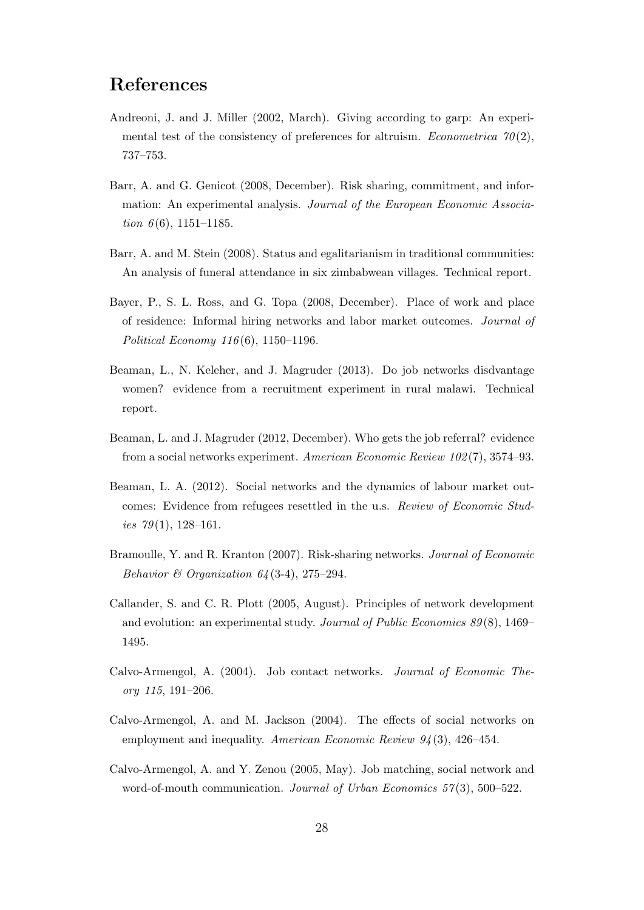# References

Andreoni, J. and J. Miller (2002, March). Giving according to garp: An experimental test of the consistency of preferences for altruism. *Econometrica 70*(2), 737–753.

Barr, A. and G. Genicot (2008, December). Risk sharing, commitment, and information: An experimental analysis. *Journal of the European Economic Association 6*(6), 1151–1185.

Barr, A. and M. Stein (2008). Status and egalitarianism in traditional communities: An analysis of funeral attendance in six zimbabwean villages. Technical report.

Bayer, P., S. L. Ross, and G. Topa (2008, December). Place of work and place of residence: Informal hiring networks and labor market outcomes. *Journal of Political Economy 116*(6), 1150–1196.

Beaman, L., N. Keleher, and J. Magruder (2013). Do job networks disdvantage women? evidence from a recruitment experiment in rural malawi. Technical report.

Beaman, L. and J. Magruder (2012, December). Who gets the job referral? evidence from a social networks experiment. *American Economic Review 102*(7), 3574–93.

Beaman, L. A. (2012). Social networks and the dynamics of labour market outcomes: Evidence from refugees resettled in the u.s. *Review of Economic Studies 79*(1), 128–161.

Bramoulle, Y. and R. Kranton (2007). Risk-sharing networks. *Journal of Economic Behavior & Organization 64*(3-4), 275–294.

Callander, S. and C. R. Plott (2005, August). Principles of network development and evolution: an experimental study. *Journal of Public Economics 89*(8), 1469–1495.

Calvo-Armengol, A. (2004). Job contact networks. *Journal of Economic Theory 115*, 191–206.

Calvo-Armengol, A. and M. Jackson (2004). The effects of social networks on employment and inequality. *American Economic Review 94*(3), 426–454.

Calvo-Armengol, A. and Y. Zenou (2005, May). Job matching, social network and word-of-mouth communication. *Journal of Urban Economics 57*(3), 500–522.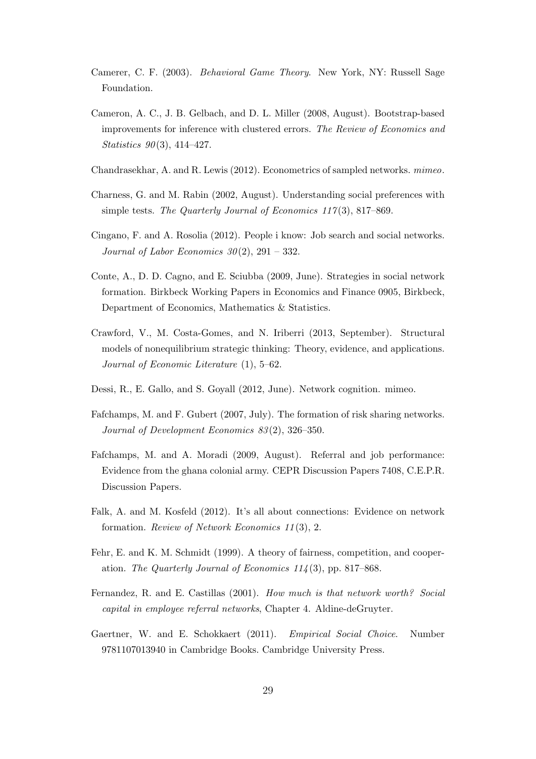Camerer, C. F. (2003). *Behavioral Game Theory*. New York, NY: Russell Sage Foundation.

Cameron, A. C., J. B. Gelbach, and D. L. Miller (2008, August). Bootstrap-based improvements for inference with clustered errors. *The Review of Economics and Statistics 90*(3), 414–427.

Chandrasekhar, A. and R. Lewis (2012). Econometrics of sampled networks. *mimeo*.

Charness, G. and M. Rabin (2002, August). Understanding social preferences with simple tests. *The Quarterly Journal of Economics 117*(3), 817–869.

Cingano, F. and A. Rosolia (2012). People i know: Job search and social networks. *Journal of Labor Economics 30*(2), 291 – 332.

Conte, A., D. D. Cagno, and E. Sciubba (2009, June). Strategies in social network formation. Birkbeck Working Papers in Economics and Finance 0905, Birkbeck, Department of Economics, Mathematics & Statistics.

Crawford, V., M. Costa-Gomes, and N. Iriberri (2013, September). Structural models of nonequilibrium strategic thinking: Theory, evidence, and applications. *Journal of Economic Literature* (1), 5–62.

Dessi, R., E. Gallo, and S. Goyall (2012, June). Network cognition. mimeo.

Fafchamps, M. and F. Gubert (2007, July). The formation of risk sharing networks. *Journal of Development Economics 83*(2), 326–350.

Fafchamps, M. and A. Moradi (2009, August). Referral and job performance: Evidence from the ghana colonial army. CEPR Discussion Papers 7408, C.E.P.R. Discussion Papers.

Falk, A. and M. Kosfeld (2012). It's all about connections: Evidence on network formation. *Review of Network Economics 11*(3), 2.

Fehr, E. and K. M. Schmidt (1999). A theory of fairness, competition, and cooperation. *The Quarterly Journal of Economics 114*(3), pp. 817–868.

Fernandez, R. and E. Castillas (2001). *How much is that network worth? Social capital in employee referral networks*, Chapter 4. Aldine-deGruyter.

Gaertner, W. and E. Schokkaert (2011). *Empirical Social Choice*. Number 9781107013940 in Cambridge Books. Cambridge University Press.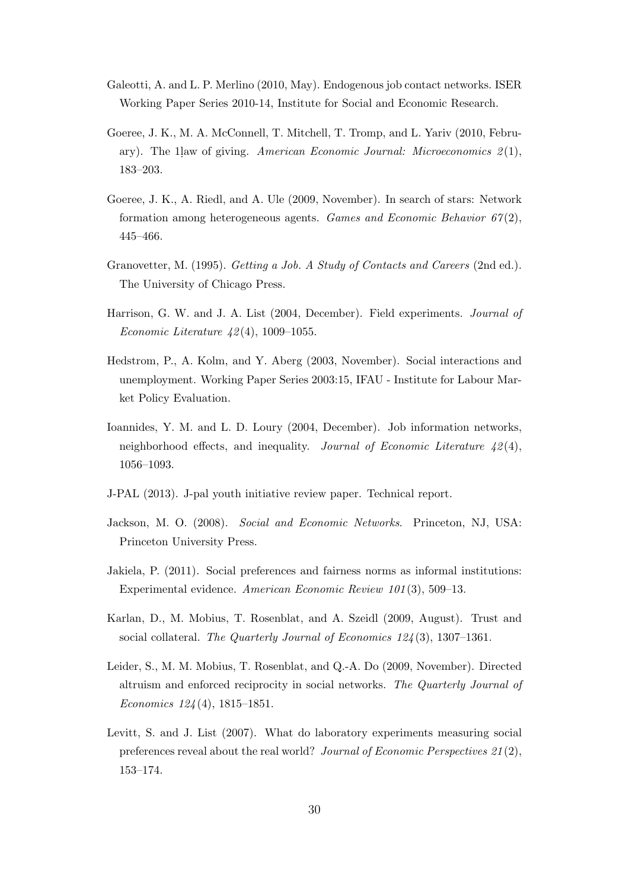Galeotti, A. and L. P. Merlino (2010, May). Endogenous job contact networks. ISER Working Paper Series 2010-14, Institute for Social and Economic Research.

Goeree, J. K., M. A. McConnell, T. Mitchell, T. Tromp, and L. Yariv (2010, February). The 1!law of giving. *American Economic Journal: Microeconomics 2*(1), 183–203.

Goeree, J. K., A. Riedl, and A. Ule (2009, November). In search of stars: Network formation among heterogeneous agents. *Games and Economic Behavior 67*(2), 445–466.

Granovetter, M. (1995). *Getting a Job. A Study of Contacts and Careers* (2nd ed.). The University of Chicago Press.

Harrison, G. W. and J. A. List (2004, December). Field experiments. *Journal of Economic Literature 42*(4), 1009–1055.

Hedstrom, P., A. Kolm, and Y. Aberg (2003, November). Social interactions and unemployment. Working Paper Series 2003:15, IFAU - Institute for Labour Market Policy Evaluation.

Ioannides, Y. M. and L. D. Loury (2004, December). Job information networks, neighborhood effects, and inequality. *Journal of Economic Literature 42*(4), 1056–1093.

J-PAL (2013). J-pal youth initiative review paper. Technical report.

Jackson, M. O. (2008). *Social and Economic Networks*. Princeton, NJ, USA: Princeton University Press.

Jakiela, P. (2011). Social preferences and fairness norms as informal institutions: Experimental evidence. *American Economic Review 101*(3), 509–13.

Karlan, D., M. Mobius, T. Rosenblat, and A. Szeidl (2009, August). Trust and social collateral. *The Quarterly Journal of Economics 124*(3), 1307–1361.

Leider, S., M. M. Mobius, T. Rosenblat, and Q.-A. Do (2009, November). Directed altruism and enforced reciprocity in social networks. *The Quarterly Journal of Economics 124*(4), 1815–1851.

Levitt, S. and J. List (2007). What do laboratory experiments measuring social preferences reveal about the real world? *Journal of Economic Perspectives 21*(2), 153–174.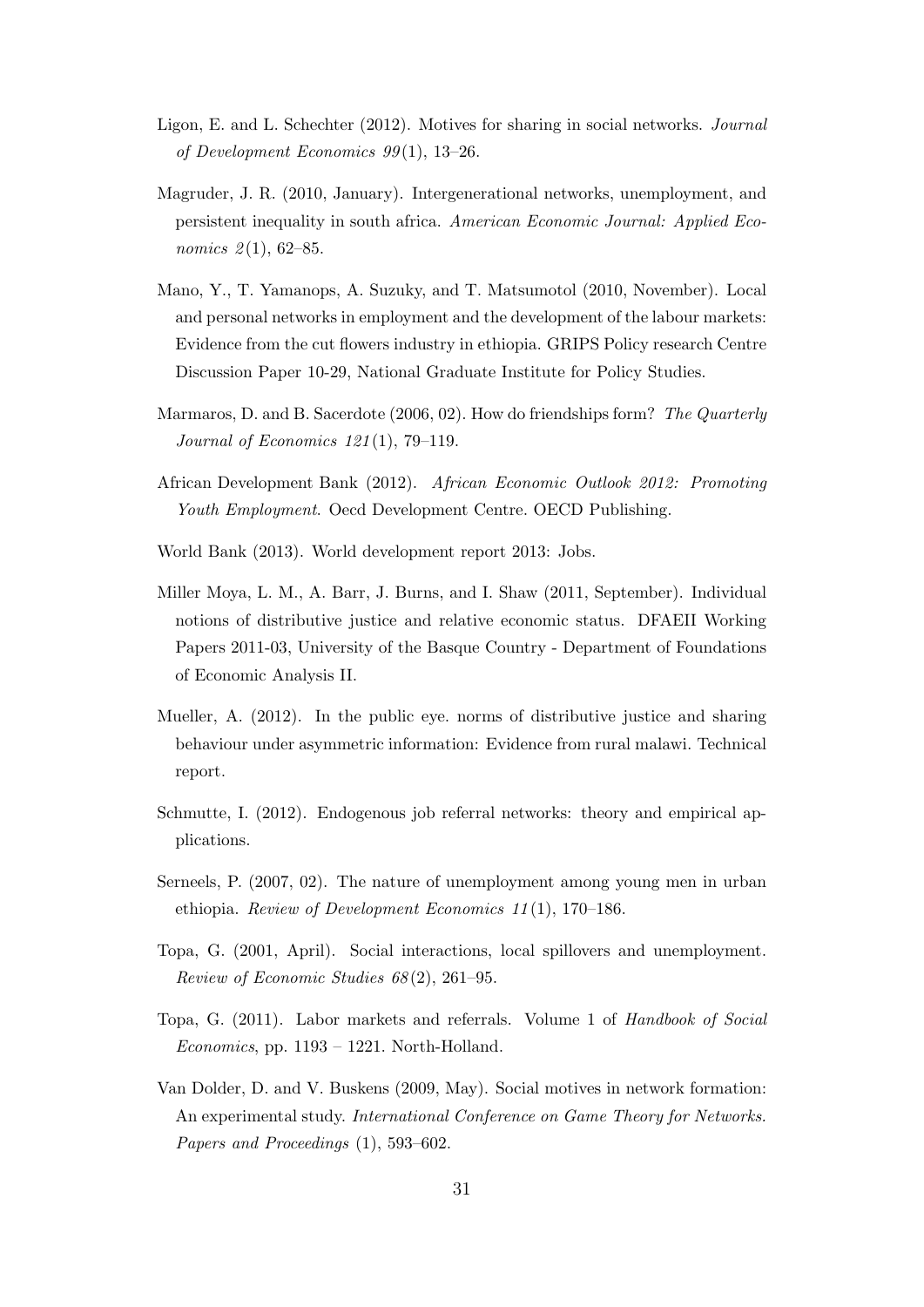Ligon, E. and L. Schechter (2012). Motives for sharing in social networks. *Journal of Development Economics 99*(1), 13–26.

Magruder, J. R. (2010, January). Intergenerational networks, unemployment, and persistent inequality in south africa. *American Economic Journal: Applied Economics 2*(1), 62–85.

Mano, Y., T. Yamanops, A. Suzuky, and T. Matsumotol (2010, November). Local and personal networks in employment and the development of the labour markets: Evidence from the cut flowers industry in ethiopia. GRIPS Policy research Centre Discussion Paper 10-29, National Graduate Institute for Policy Studies.

Marmaros, D. and B. Sacerdote (2006, 02). How do friendships form? *The Quarterly Journal of Economics 121*(1), 79–119.

African Development Bank (2012). *African Economic Outlook 2012: Promoting Youth Employment*. Oecd Development Centre. OECD Publishing.

World Bank (2013). World development report 2013: Jobs.

Miller Moya, L. M., A. Barr, J. Burns, and I. Shaw (2011, September). Individual notions of distributive justice and relative economic status. DFAEII Working Papers 2011-03, University of the Basque Country - Department of Foundations of Economic Analysis II.

Mueller, A. (2012). In the public eye. norms of distributive justice and sharing behaviour under asymmetric information: Evidence from rural malawi. Technical report.

Schmutte, I. (2012). Endogenous job referral networks: theory and empirical applications.

Serneels, P. (2007, 02). The nature of unemployment among young men in urban ethiopia. *Review of Development Economics 11*(1), 170–186.

Topa, G. (2001, April). Social interactions, local spillovers and unemployment. *Review of Economic Studies 68*(2), 261–95.

Topa, G. (2011). Labor markets and referrals. Volume 1 of *Handbook of Social Economics*, pp. 1193 – 1221. North-Holland.

Van Dolder, D. and V. Buskens (2009, May). Social motives in network formation: An experimental study. *International Conference on Game Theory for Networks. Papers and Proceedings* (1), 593–602.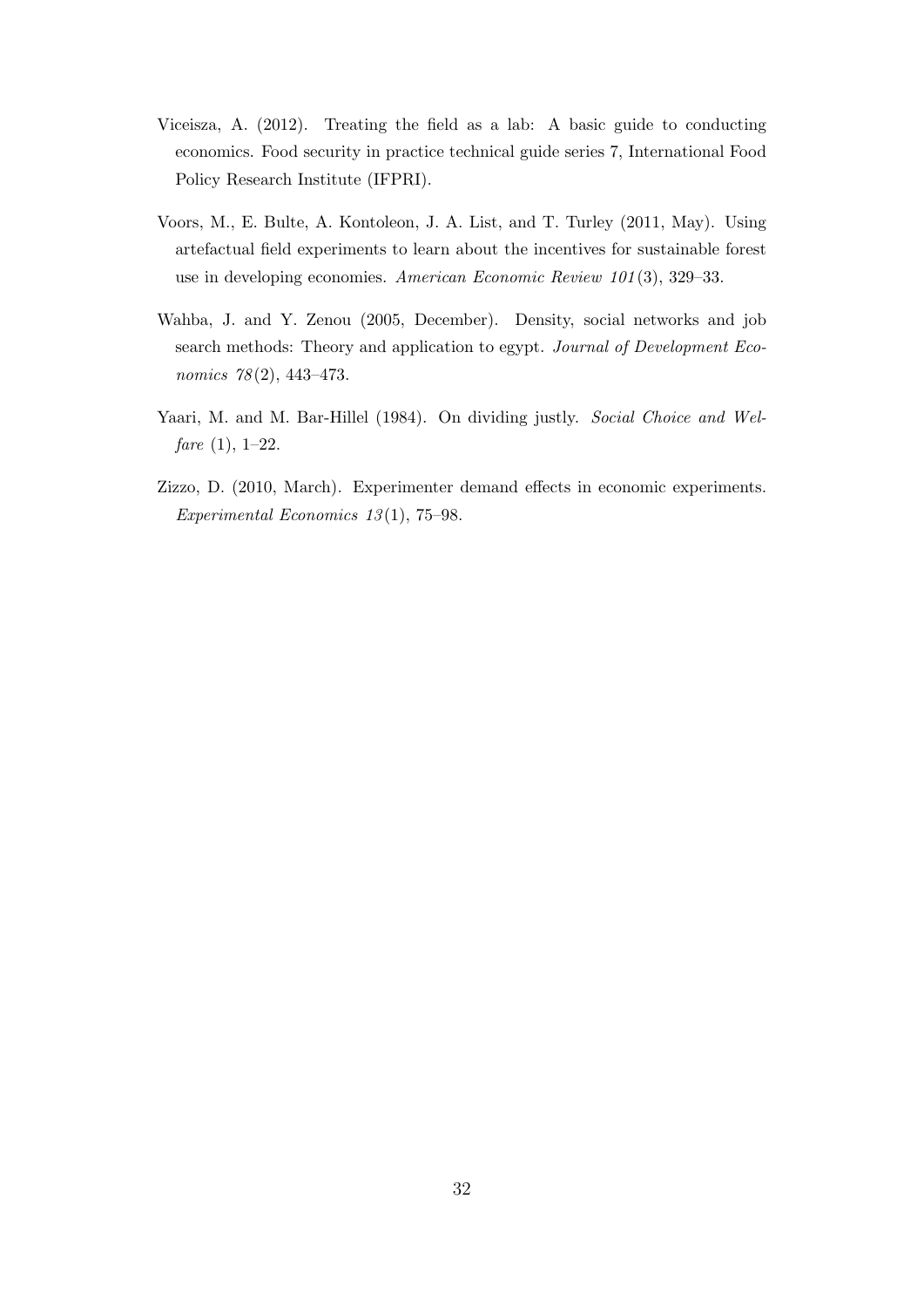Viceisza, A. (2012). Treating the field as a lab: A basic guide to conducting economics. Food security in practice technical guide series 7, International Food Policy Research Institute (IFPRI).

Voors, M., E. Bulte, A. Kontoleon, J. A. List, and T. Turley (2011, May). Using artefactual field experiments to learn about the incentives for sustainable forest use in developing economies. *American Economic Review 101*(3), 329–33.

Wahba, J. and Y. Zenou (2005, December). Density, social networks and job search methods: Theory and application to egypt. *Journal of Development Economics 78*(2), 443–473.

Yaari, M. and M. Bar-Hillel (1984). On dividing justly. *Social Choice and Welfare* (1), 1–22.

Zizzo, D. (2010, March). Experimenter demand effects in economic experiments. *Experimental Economics 13*(1), 75–98.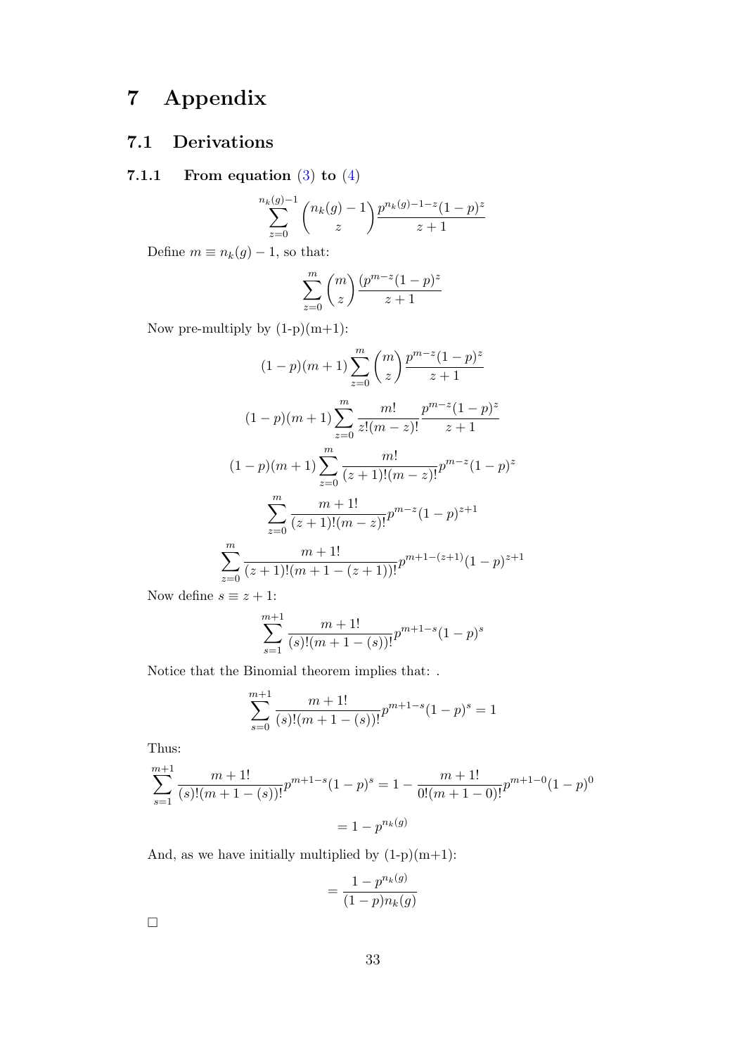# 7 Appendix

## 7.1 Derivations

### 7.1.1 From equation (3) to (4)

$$\sum_{z=0}^{n_k(g)-1} \binom{n_k(g)-1}{z} \frac{p^{n_k(g)-1-z}(1-p)^z}{z+1}$$

Define $m \equiv n_k(g) - 1$, so that:

$$\sum_{z=0}^{m} \binom{m}{z} \frac{(p^{m-z}(1-p)^z}{z+1}$$

Now pre-multiply by (1-p)(m+1):

$$(1-p)(m+1) \sum_{z=0}^{m} \binom{m}{z} \frac{p^{m-z}(1-p)^z}{z+1}$$

$$(1-p)(m+1) \sum_{z=0}^{m} \frac{m!}{z!(m-z)!} \frac{p^{m-z}(1-p)^z}{z+1}$$

$$(1-p)(m+1) \sum_{z=0}^{m} \frac{m!}{(z+1)!(m-z)!} p^{m-z}(1-p)^z$$

$$\sum_{z=0}^{m} \frac{m+1!}{(z+1)!(m-z)!} p^{m-z}(1-p)^{z+1}$$

$$\sum_{z=0}^{m} \frac{m+1!}{(z+1)!(m+1-(z+1))!} p^{m+1-(z+1)}(1-p)^{z+1}$$

Now define $s \equiv z + 1$:

$$\sum_{s=1}^{m+1} \frac{m+1!}{(s)!(m+1-(s))!} p^{m+1-s}(1-p)^s$$

Notice that the Binomial theorem implies that: .

$$\sum_{s=0}^{m+1} \frac{m+1!}{(s)!(m+1-(s))!} p^{m+1-s}(1-p)^s = 1$$

Thus:

$$\sum_{s=1}^{m+1} \frac{m+1!}{(s)!(m+1-(s))!} p^{m+1-s}(1-p)^s = 1 - \frac{m+1!}{0!(m+1-0)!} p^{m+1-0}(1-p)^0$$

$$= 1 - p^{n_k(g)}$$

And, as we have initially multiplied by (1-p)(m+1):

$$= \frac{1 - p^{n_k(g)}}{(1-p)n_k(g)}$$

□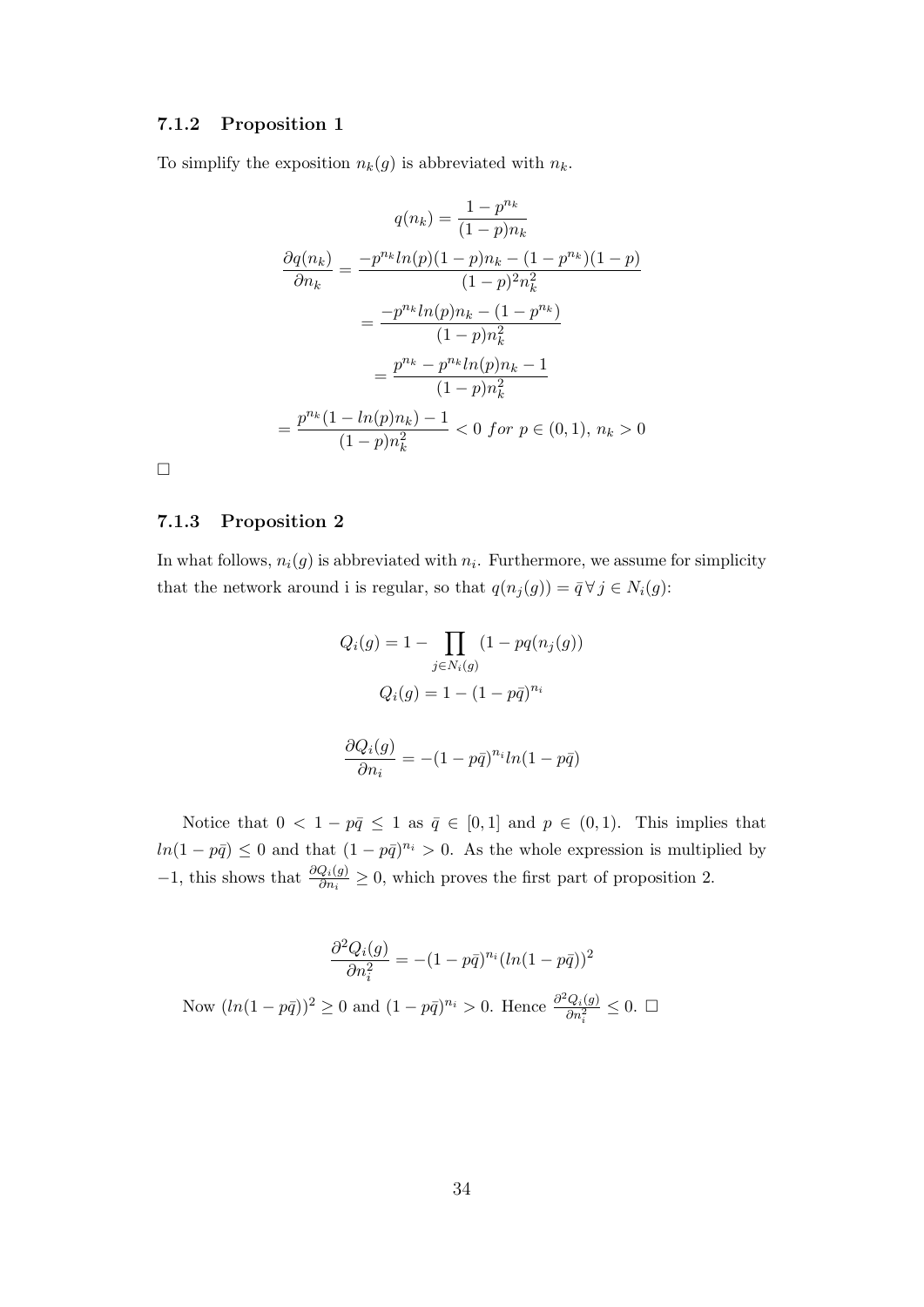### 7.1.2 Proposition 1

To simplify the exposition $n_k(g)$ is abbreviated with $n_k$.

$$q(n_k) = \frac{1 - p^{n_k}}{(1-p)n_k}$$

$$\frac{\partial q(n_k)}{\partial n_k} = \frac{-p^{n_k} ln(p)(1-p)n_k - (1-p^{n_k})(1-p)}{(1-p)^2 n_k^2}$$

$$= \frac{-p^{n_k} ln(p) n_k - (1-p^{n_k})}{(1-p)n_k^2}$$

$$= \frac{p^{n_k} - p^{n_k} ln(p) n_k - 1}{(1-p)n_k^2}$$

$$= \frac{p^{n_k}(1 - ln(p)n_k) - 1}{(1-p)n_k^2} < 0 \; for \; p \in (0,1), \; n_k > 0$$

□

### 7.1.3 Proposition 2

In what follows, $n_i(g)$ is abbreviated with $n_i$. Furthermore, we assume for simplicity that the network around i is regular, so that $q(n_j(g)) = \bar{q} \, \forall \, j \in N_i(g)$:

$$Q_i(g) = 1 - \prod_{j \in N_i(g)} (1 - pq(n_j(g)))$$

$$Q_i(g) = 1 - (1 - p\bar{q})^{n_i}$$

$$\frac{\partial Q_i(g)}{\partial n_i} = -(1 - p\bar{q})^{n_i} ln(1 - p\bar{q})$$

Notice that $0 < 1 - p\bar{q} \leq 1$ as $\bar{q} \in [0,1]$ and $p \in (0,1)$. This implies that $ln(1 - p\bar{q}) \leq 0$ and that $(1 - p\bar{q})^{n_i} > 0$. As the whole expression is multiplied by $-1$, this shows that $\frac{\partial Q_i(g)}{\partial n_i} \geq 0$, which proves the first part of proposition 2.

$$\frac{\partial^2 Q_i(g)}{\partial n_i^2} = -(1 - p\bar{q})^{n_i} (ln(1 - p\bar{q}))^2$$

Now $(ln(1 - p\bar{q}))^2 \geq 0$ and $(1 - p\bar{q})^{n_i} > 0$. Hence $\frac{\partial^2 Q_i(g)}{\partial n_i^2} \leq 0$. □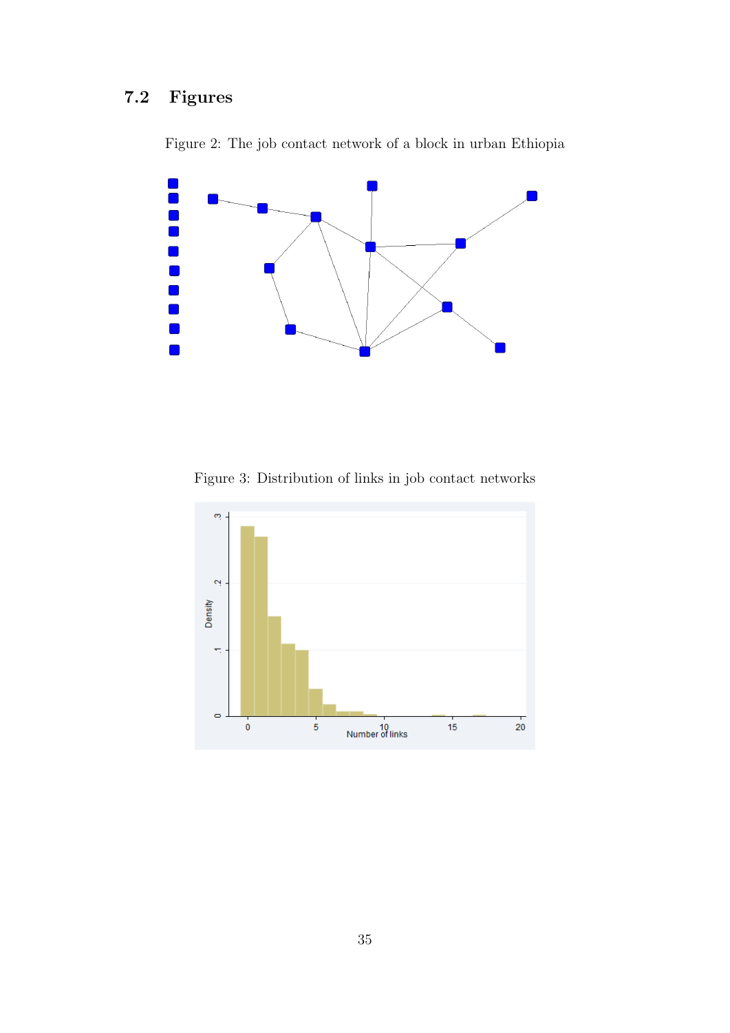### 7.2 Figures

Figure 2: The job contact network of a block in urban Ethiopia

Figure 3: Distribution of links in job contact networks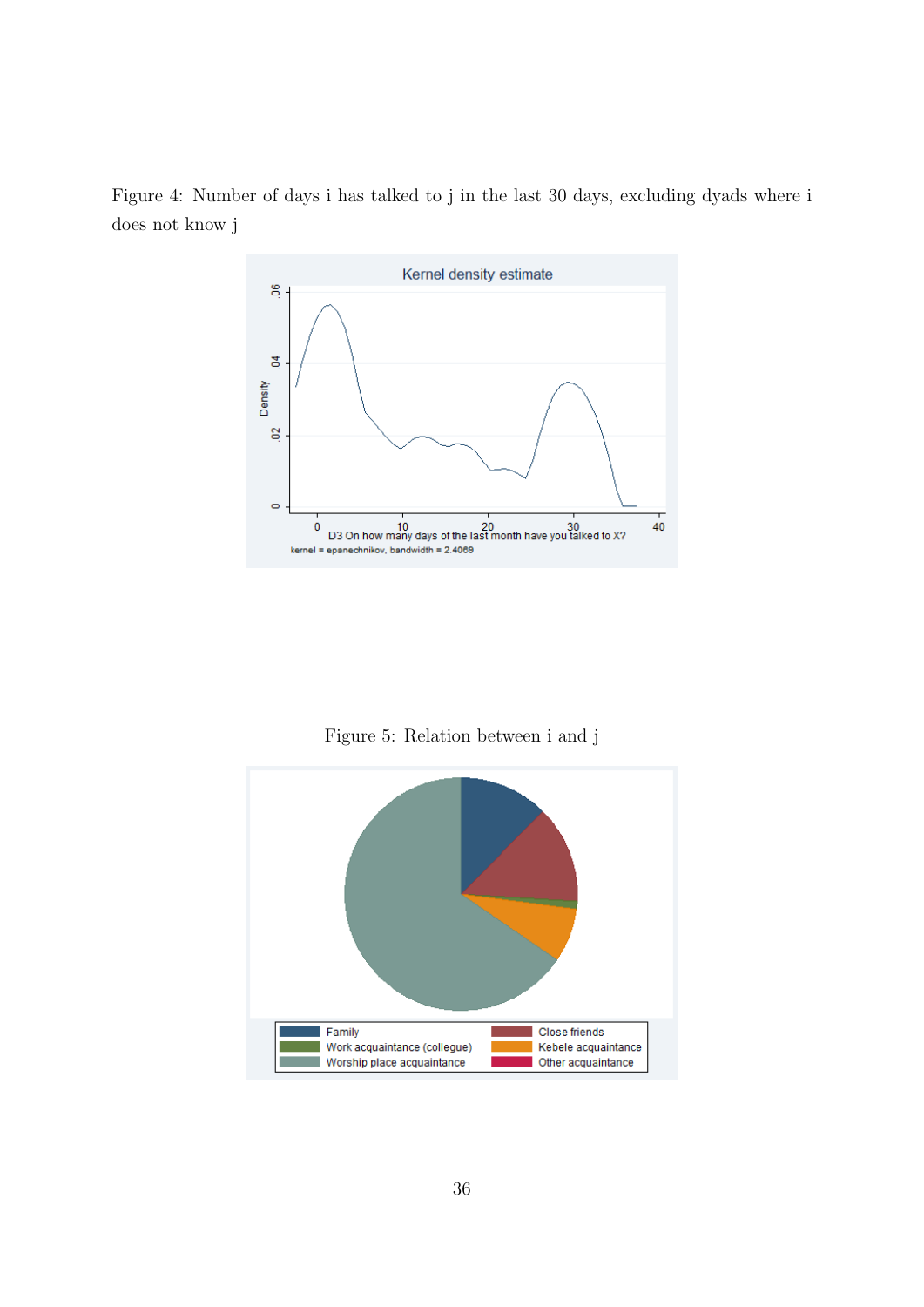Figure 4: Number of days i has talked to j in the last 30 days, excluding dyads where i does not know j

Figure 5: Relation between i and j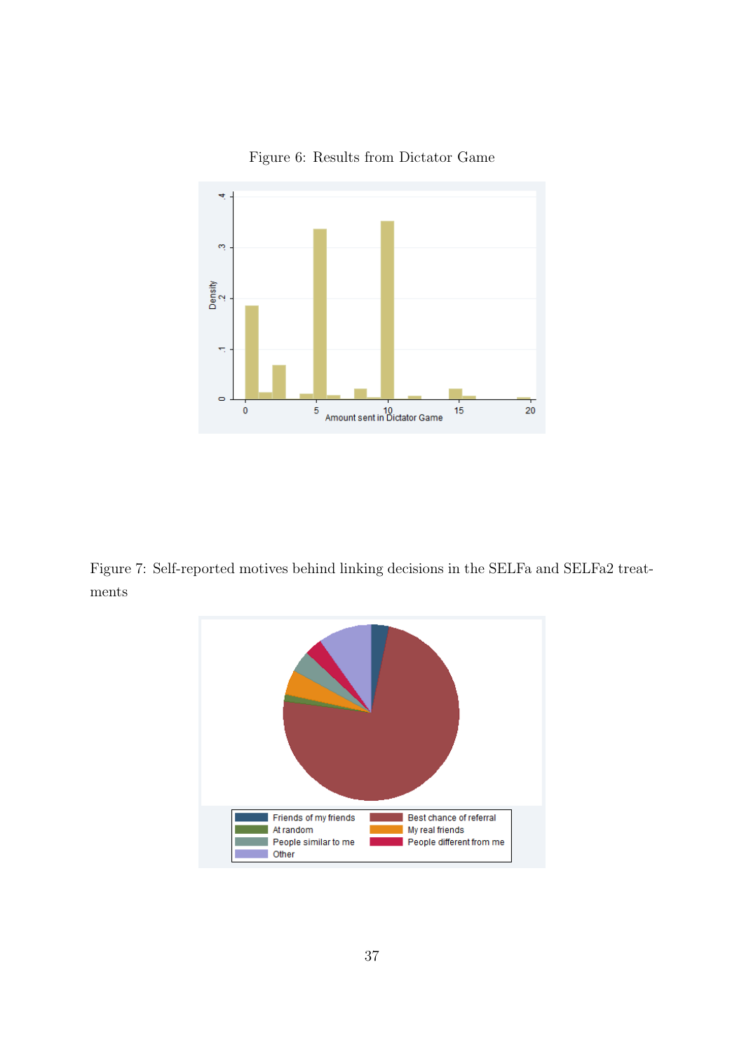Figure 6: Results from Dictator Game

Figure 7: Self-reported motives behind linking decisions in the SELFa and SELFa2 treatments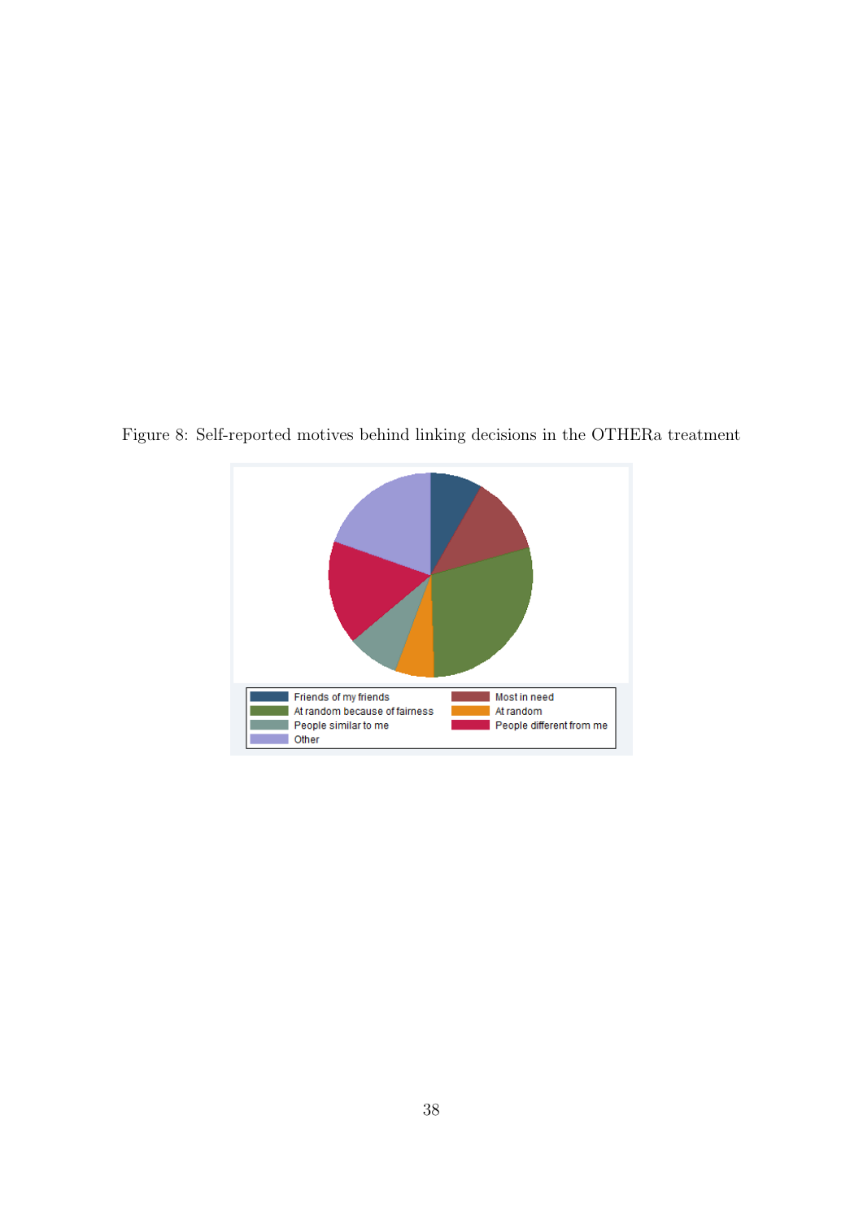Figure 8: Self-reported motives behind linking decisions in the OTHERa treatment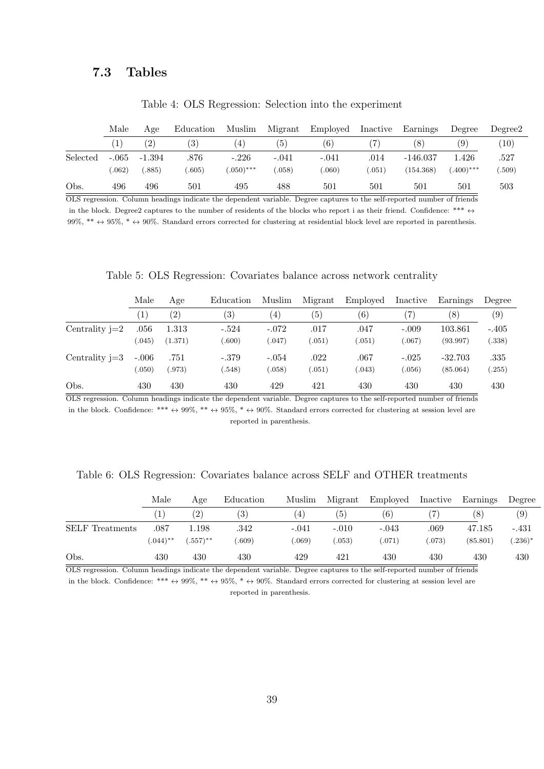### 7.3 Tables

Table 4: OLS Regression: Selection into the experiment

| | Male | Age | Education | Muslim | Migrant | Employed | Inactive | Earnings | Degree | Degree2 |
|---|---|---|---|---|---|---|---|---|---|---|
| | (1) | (2) | (3) | (4) | (5) | (6) | (7) | (8) | (9) | (10) |
| Selected | -.065 | -1.394 | .876 | -.226 | -.041 | -.041 | .014 | -146.037 | 1.426 | .527 |
| | (.062) | (.885) | (.605) | (.050)*** | (.058) | (.060) | (.051) | (154.368) | (.400)*** | (.509) |
| Obs. | 496 | 496 | 501 | 495 | 488 | 501 | 501 | 501 | 501 | 503 |

OLS regression. Column headings indicate the dependent variable. Degree captures to the self-reported number of friends in the block. Degree2 captures to the number of residents of the blocks who report i as their friend. Confidence: *** ↔ 99%, ** ↔ 95%, * ↔ 90%. Standard errors corrected for clustering at residential block level are reported in parenthesis.

Table 5: OLS Regression: Covariates balance across network centrality

| | Male | Age | Education | Muslim | Migrant | Employed | Inactive | Earnings | Degree |
|---|---|---|---|---|---|---|---|---|---|
| | (1) | (2) | (3) | (4) | (5) | (6) | (7) | (8) | (9) |
| Centrality j=2 | .056 | 1.313 | -.524 | -.072 | .017 | .047 | -.009 | 103.861 | -.405 |
| | (.045) | (1.371) | (.600) | (.047) | (.051) | (.051) | (.067) | (93.997) | (.338) |
| Centrality j=3 | -.006 | .751 | -.379 | -.054 | .022 | .067 | -.025 | -32.703 | .335 |
| | (.050) | (.973) | (.548) | (.058) | (.051) | (.043) | (.056) | (85.064) | (.255) |
| Obs. | 430 | 430 | 430 | 429 | 421 | 430 | 430 | 430 | 430 |

OLS regression. Column headings indicate the dependent variable. Degree captures to the self-reported number of friends in the block. Confidence: *** ↔ 99%, ** ↔ 95%, * ↔ 90%. Standard errors corrected for clustering at session level are reported in parenthesis.

Table 6: OLS Regression: Covariates balance across SELF and OTHER treatments

| | Male | Age | Education | Muslim | Migrant | Employed | Inactive | Earnings | Degree |
|---|---|---|---|---|---|---|---|---|---|
| | (1) | (2) | (3) | (4) | (5) | (6) | (7) | (8) | (9) |
| SELF Treatments | .087 | 1.198 | .342 | -.041 | -.010 | -.043 | .069 | 47.185 | -.431 |
| | (.044)** | (.557)** | (.609) | (.069) | (.053) | (.071) | (.073) | (85.801) | (.236)* |
| Obs. | 430 | 430 | 430 | 429 | 421 | 430 | 430 | 430 | 430 |

OLS regression. Column headings indicate the dependent variable. Degree captures to the self-reported number of friends in the block. Confidence: *** ↔ 99%, ** ↔ 95%, * ↔ 90%. Standard errors corrected for clustering at session level are reported in parenthesis.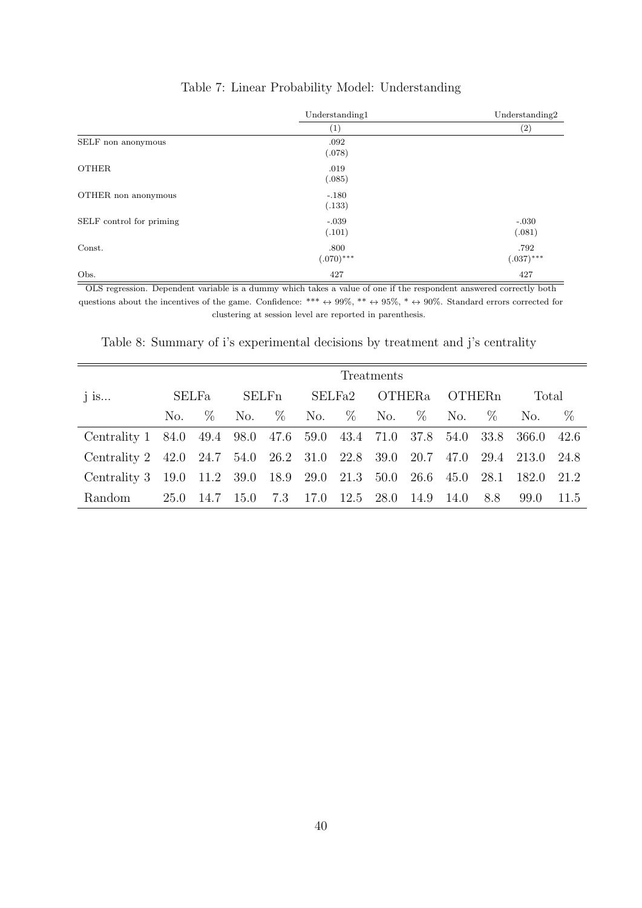Table 7: Linear Probability Model: Understanding

| | Understanding1 | Understanding2 |
|---|---|---|
| | (1) | (2) |
| SELF non anonymous | .092 | |
| | (.078) | |
| OTHER | .019 | |
| | (.085) | |
| OTHER non anonymous | -.180 | |
| | (.133) | |
| SELF control for priming | -.039 | -.030 |
| | (.101) | (.081) |
| Const. | .800 | .792 |
| | (.070)*** | (.037)*** |
| Obs. | 427 | 427 |

OLS regression. Dependent variable is a dummy which takes a value of one if the respondent answered correctly both questions about the incentives of the game. Confidence: *** ↔ 99%, ** ↔ 95%, * ↔ 90%. Standard errors corrected for clustering at session level are reported in parenthesis.

Table 8: Summary of i's experimental decisions by treatment and j's centrality

| j is... | SELFa | | SELFn | | SELFa2 | | OTHERa | | OTHERn | | Total | |
|---|---|---|---|---|---|---|---|---|---|---|---|---|
| | No. | % | No. | % | No. | % | No. | % | No. | % | No. | % |
| Centrality 1 | 84.0 | 49.4 | 98.0 | 47.6 | 59.0 | 43.4 | 71.0 | 37.8 | 54.0 | 33.8 | 366.0 | 42.6 |
| Centrality 2 | 42.0 | 24.7 | 54.0 | 26.2 | 31.0 | 22.8 | 39.0 | 20.7 | 47.0 | 29.4 | 213.0 | 24.8 |
| Centrality 3 | 19.0 | 11.2 | 39.0 | 18.9 | 29.0 | 21.3 | 50.0 | 26.6 | 45.0 | 28.1 | 182.0 | 21.2 |
| Random | 25.0 | 14.7 | 15.0 | 7.3 | 17.0 | 12.5 | 28.0 | 14.9 | 14.0 | 8.8 | 99.0 | 11.5 |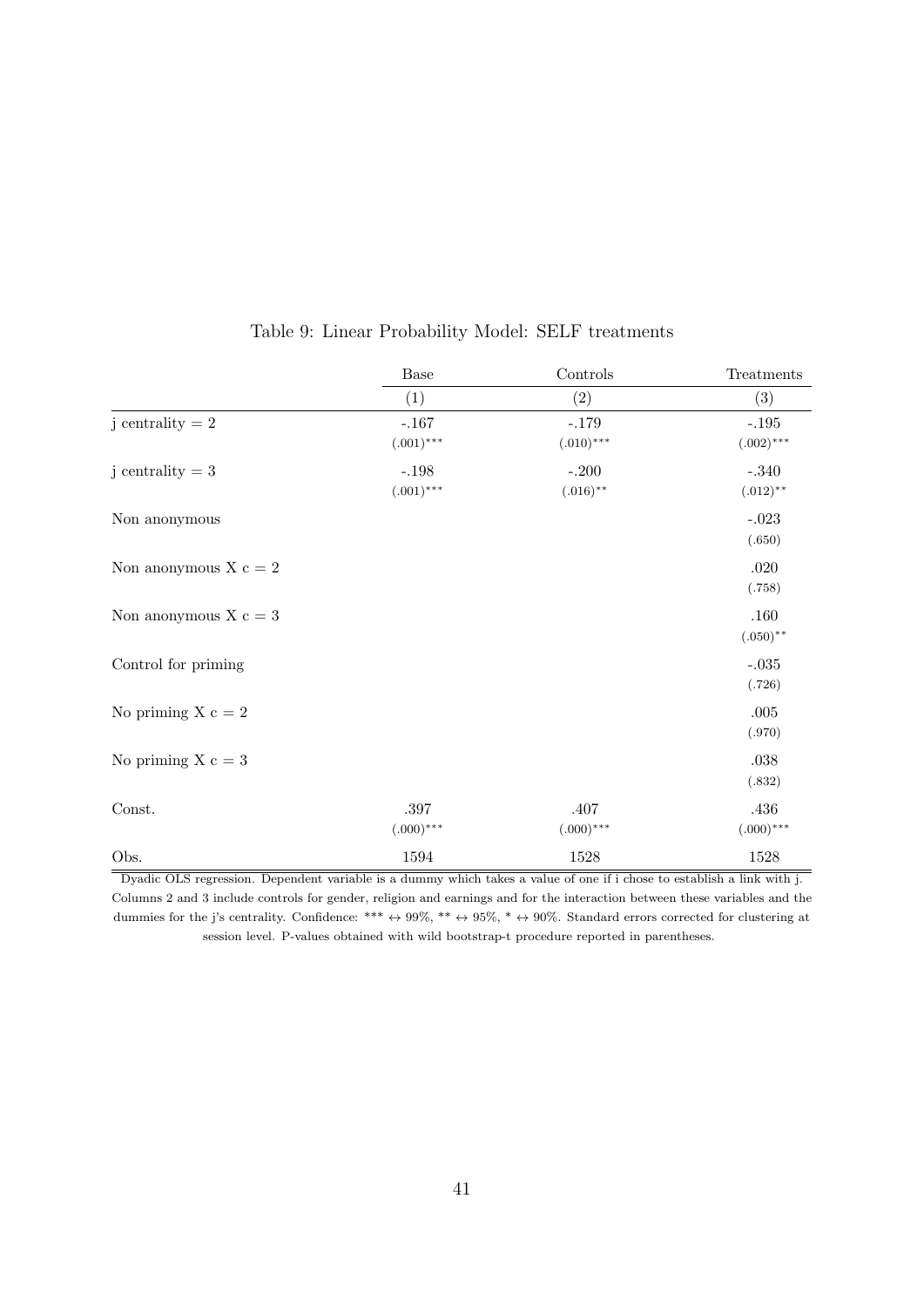Table 9: Linear Probability Model: SELF treatments

| | Base | Controls | Treatments |
|---|---|---|---|
| | (1) | (2) | (3) |
| j centrality = 2 | -.167 | -.179 | -.195 |
| | $(.001)^{***}$ | $(.010)^{***}$ | $(.002)^{***}$ |
| j centrality = 3 | -.198 | -.200 | -.340 |
| | $(.001)^{***}$ | $(.016)^{**}$ | $(.012)^{**}$ |
| Non anonymous | | | -.023 |
| | | | (.650) |
| Non anonymous X c = 2 | | | .020 |
| | | | (.758) |
| Non anonymous X c = 3 | | | .160 |
| | | | $(.050)^{**}$ |
| Control for priming | | | -.035 |
| | | | (.726) |
| No priming X c = 2 | | | .005 |
| | | | (.970) |
| No priming X c = 3 | | | .038 |
| | | | (.832) |
| Const. | .397 | .407 | .436 |
| | $(.000)^{***}$ | $(.000)^{***}$ | $(.000)^{***}$ |
| Obs. | 1594 | 1528 | 1528 |

Dyadic OLS regression. Dependent variable is a dummy which takes a value of one if i chose to establish a link with j. Columns 2 and 3 include controls for gender, religion and earnings and for the interaction between these variables and the dummies for the j's centrality. Confidence: *** ↔ 99%, ** ↔ 95%, * ↔ 90%. Standard errors corrected for clustering at session level. P-values obtained with wild bootstrap-t procedure reported in parentheses.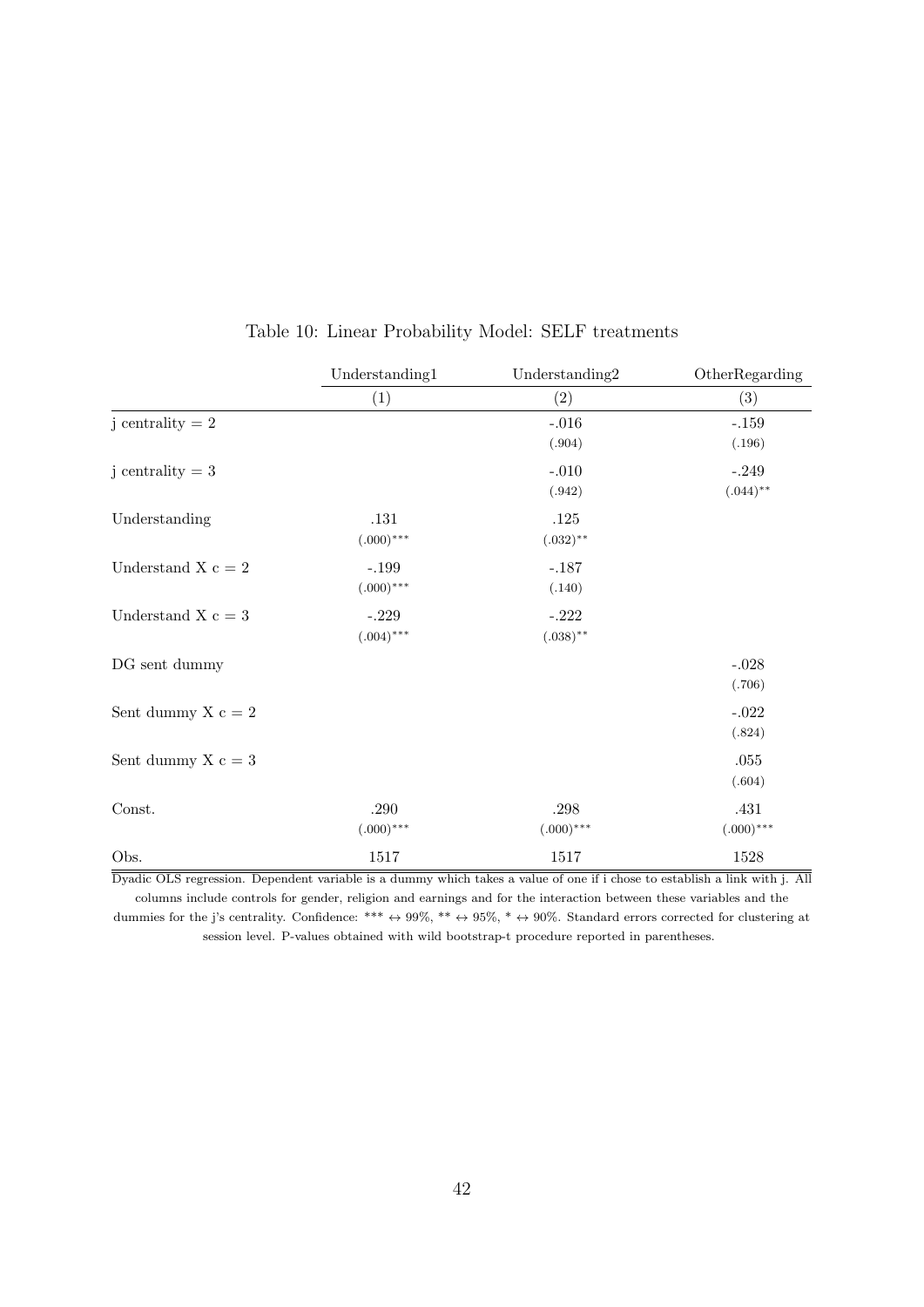Table 10: Linear Probability Model: SELF treatments

| | Understanding1 | Understanding2 | OtherRegarding |
|---|---|---|---|
| | (1) | (2) | (3) |
| j centrality = 2 | | -.016 | -.159 |
| | | (.904) | (.196) |
| j centrality = 3 | | -.010 | -.249 |
| | | (.942) | (.044)** |
| Understanding | .131 | .125 | |
| | (.000)*** | (.032)** | |
| Understand X c = 2 | -.199 | -.187 | |
| | (.000)*** | (.140) | |
| Understand X c = 3 | -.229 | -.222 | |
| | (.004)*** | (.038)** | |
| DG sent dummy | | | -.028 |
| | | | (.706) |
| Sent dummy X c = 2 | | | -.022 |
| | | | (.824) |
| Sent dummy X c = 3 | | | .055 |
| | | | (.604) |
| Const. | .290 | .298 | .431 |
| | (.000)*** | (.000)*** | (.000)*** |
| Obs. | 1517 | 1517 | 1528 |

Dyadic OLS regression. Dependent variable is a dummy which takes a value of one if i chose to establish a link with j. All columns include controls for gender, religion and earnings and for the interaction between these variables and the dummies for the j's centrality. Confidence: *** $\leftrightarrow$ 99%, ** $\leftrightarrow$ 95%, * $\leftrightarrow$ 90%. Standard errors corrected for clustering at session level. P-values obtained with wild bootstrap-t procedure reported in parentheses.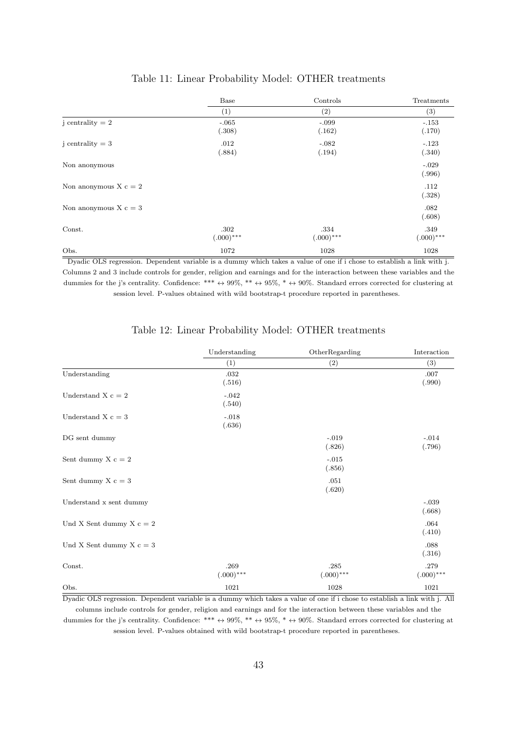Table 11: Linear Probability Model: OTHER treatments

| | Base | Controls | Treatments |
|---|---|---|---|
| | (1) | (2) | (3) |
| j centrality = 2 | -.065 | -.099 | -.153 |
| | (.308) | (.162) | (.170) |
| j centrality = 3 | .012 | -.082 | -.123 |
| | (.884) | (.194) | (.340) |
| Non anonymous | | | -.029 |
| | | | (.996) |
| Non anonymous X c = 2 | | | .112 |
| | | | (.328) |
| Non anonymous X c = 3 | | | .082 |
| | | | (.608) |
| Const. | .302 | .334 | .349 |
| | (.000)*** | (.000)*** | (.000)*** |
| Obs. | 1072 | 1028 | 1028 |

Dyadic OLS regression. Dependent variable is a dummy which takes a value of one if i chose to establish a link with j. Columns 2 and 3 include controls for gender, religion and earnings and for the interaction between these variables and the dummies for the j's centrality. Confidence: *** ↔ 99%, ** ↔ 95%, * ↔ 90%. Standard errors corrected for clustering at session level. P-values obtained with wild bootstrap-t procedure reported in parentheses.

Table 12: Linear Probability Model: OTHER treatments

| | Understanding | OtherRegarding | Interaction |
|---|---|---|---|
| | (1) | (2) | (3) |
| Understanding | .032 | | .007 |
| | (.516) | | (.990) |
| Understand X c = 2 | -.042 | | |
| | (.540) | | |
| Understand X c = 3 | -.018 | | |
| | (.636) | | |
| DG sent dummy | | -.019 | -.014 |
| | | (.826) | (.796) |
| Sent dummy X c = 2 | | -.015 | |
| | | (.856) | |
| Sent dummy X c = 3 | | .051 | |
| | | (.620) | |
| Understand x sent dummy | | | -.039 |
| | | | (.668) |
| Und X Sent dummy X c = 2 | | | .064 |
| | | | (.410) |
| Und X Sent dummy X c = 3 | | | .088 |
| | | | (.316) |
| Const. | .269 | .285 | .279 |
| | (.000)*** | (.000)*** | (.000)*** |
| Obs. | 1021 | 1028 | 1021 |

Dyadic OLS regression. Dependent variable is a dummy which takes a value of one if i chose to establish a link with j. All columns include controls for gender, religion and earnings and for the interaction between these variables and the dummies for the j's centrality. Confidence: *** ↔ 99%, ** ↔ 95%, * ↔ 90%. Standard errors corrected for clustering at session level. P-values obtained with wild bootstrap-t procedure reported in parentheses.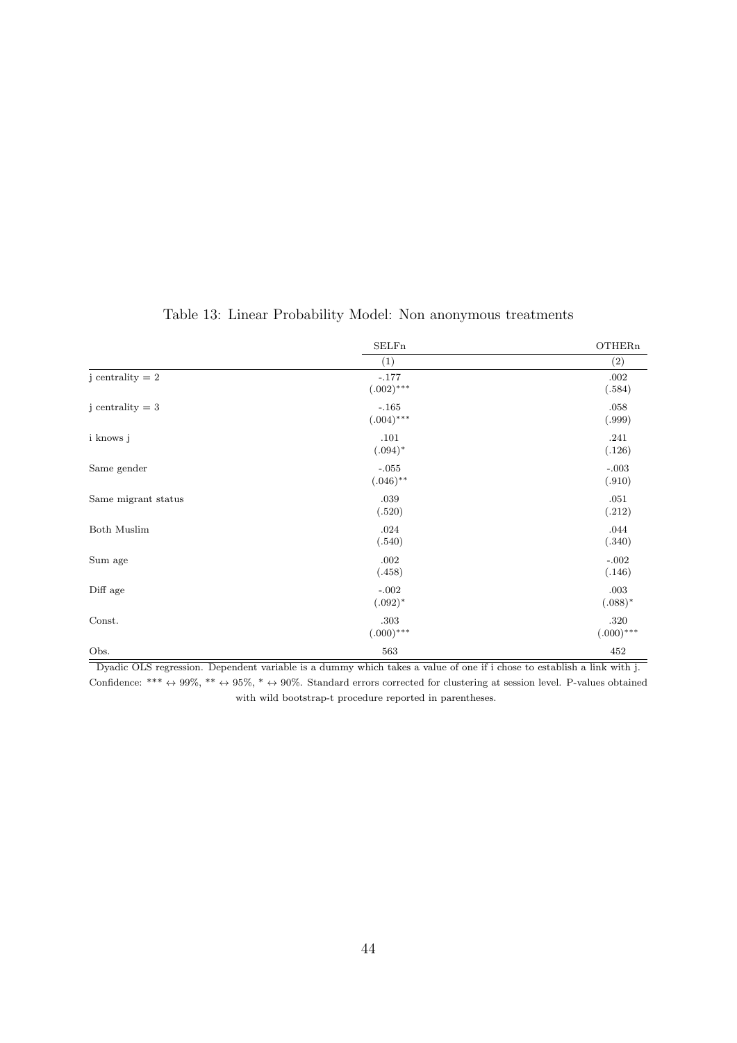Table 13: Linear Probability Model: Non anonymous treatments

| | SELFn | OTHERn |
|---|---|---|
| | (1) | (2) |
| j centrality = 2 | -.177<br>(.002)*** | .002<br>(.584) |
| j centrality = 3 | -.165<br>(.004)*** | .058<br>(.999) |
| i knows j | .101<br>(.094)* | .241<br>(.126) |
| Same gender | -.055<br>(.046)** | -.003<br>(.910) |
| Same migrant status | .039<br>(.520) | .051<br>(.212) |
| Both Muslim | .024<br>(.540) | .044<br>(.340) |
| Sum age | .002<br>(.458) | -.002<br>(.146) |
| Diff age | -.002<br>(.092)* | .003<br>(.088)* |
| Const. | .303<br>(.000)*** | .320<br>(.000)*** |
| Obs. | 563 | 452 |

Dyadic OLS regression. Dependent variable is a dummy which takes a value of one if i chose to establish a link with j. Confidence: *** $\leftrightarrow$ 99%, ** $\leftrightarrow$ 95%, * $\leftrightarrow$ 90%. Standard errors corrected for clustering at session level. P-values obtained with wild bootstrap-t procedure reported in parentheses.